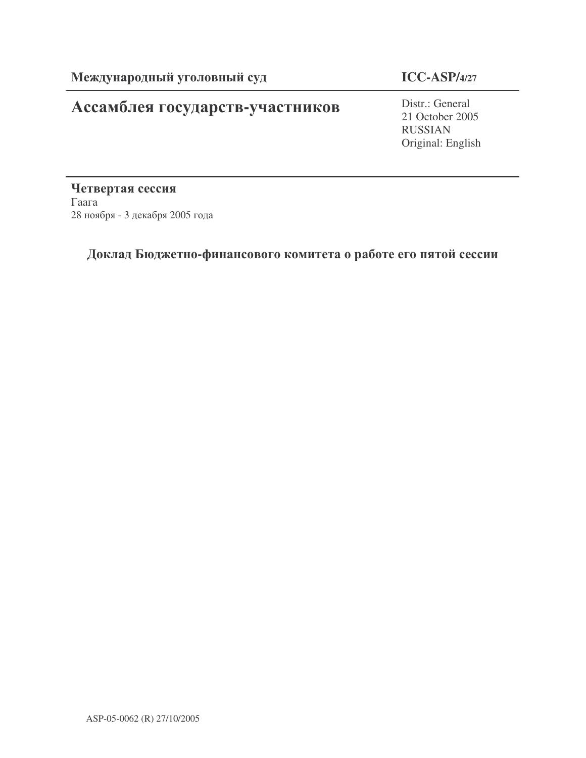**Международный уголовный суд** **ICC-ASP/4/27**

# Ассамблея государств-участников

Distr.: General
21 October 2005
RUSSIAN
Original: English

**Четвертая сессия**
Гаага
28 ноября - 3 декабря 2005 года

## Доклад Бюджетно-финансового комитета о работе его пятой сессии

ASP-05-0062 (R) 27/10/2005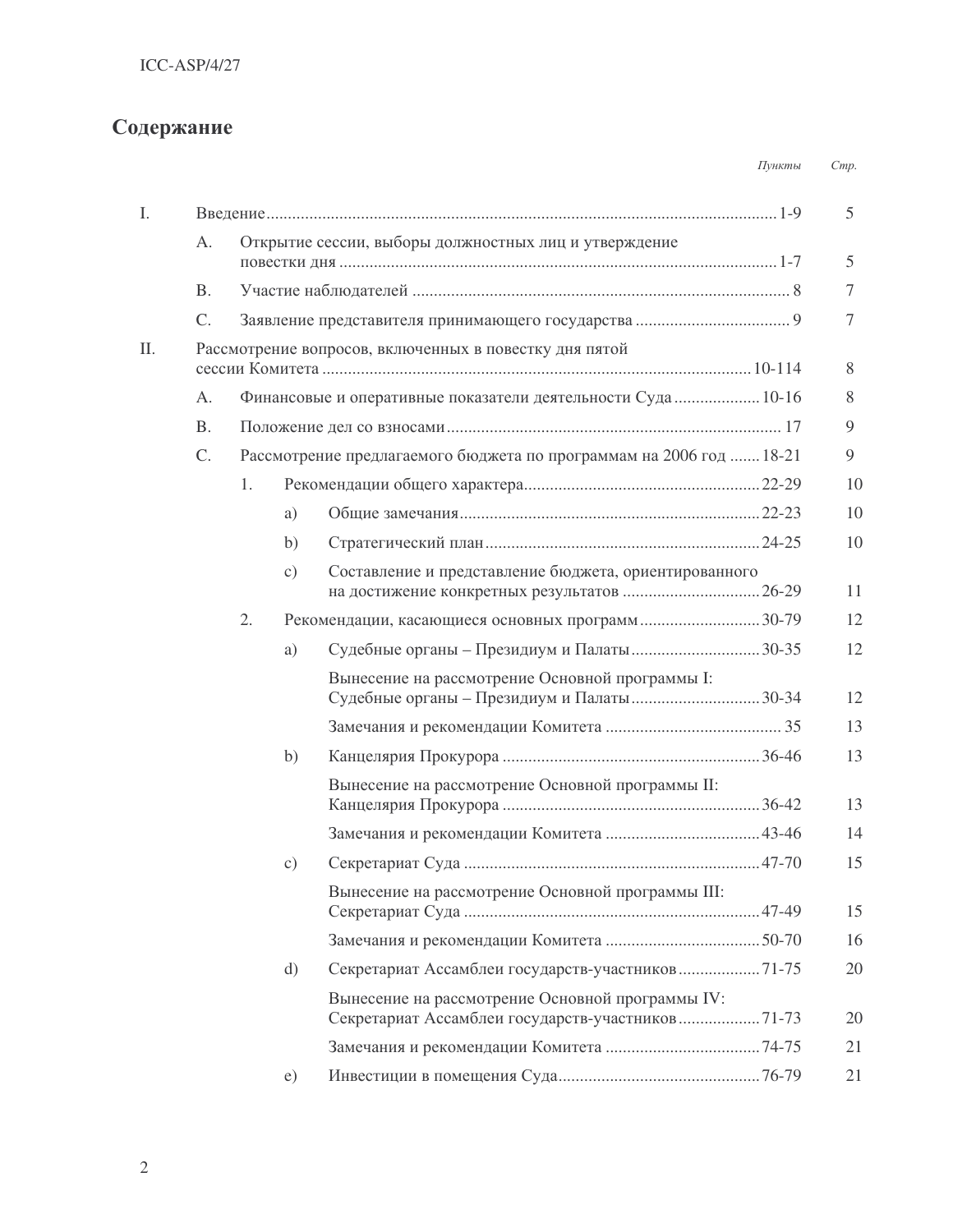## Содержание

| | | | | *Пункты* | *Стр.* |
|---|---|---|---|---|---|
| I. | Введение | | | 1-9 | 5 |
| | A. | Открытие сессии, выборы должностных лиц и утверждение повестки дня | | 1-7 | 5 |
| | B. | Участие наблюдателей | | 8 | 7 |
| | C. | Заявление представителя принимающего государства | | 9 | 7 |
| II. | Рассмотрение вопросов, включенных в повестку дня пятой сессии Комитета | | | 10-114 | 8 |
| | A. | Финансовые и оперативные показатели деятельности Суда | | 10-16 | 8 |
| | B. | Положение дел со взносами | | 17 | 9 |
| | C. | Рассмотрение предлагаемого бюджета по программам на 2006 год | | 18-21 | 9 |
| | | 1. | Рекомендации общего характера | 22-29 | 10 |
| | | | a) Общие замечания | 22-23 | 10 |
| | | | b) Стратегический план | 24-25 | 10 |
| | | | c) Составление и представление бюджета, ориентированного на достижение конкретных результатов | 26-29 | 11 |
| | | 2. | Рекомендации, касающиеся основных программ | 30-79 | 12 |
| | | | a) Судебные органы – Президиум и Палаты | 30-35 | 12 |
| | | | Вынесение на рассмотрение Основной программы I: Судебные органы – Президиум и Палаты | 30-34 | 12 |
| | | | Замечания и рекомендации Комитета | 35 | 13 |
| | | | b) Канцелярия Прокурора | 36-46 | 13 |
| | | | Вынесение на рассмотрение Основной программы II: Канцелярия Прокурора | 36-42 | 13 |
| | | | Замечания и рекомендации Комитета | 43-46 | 14 |
| | | | c) Секретариат Суда | 47-70 | 15 |
| | | | Вынесение на рассмотрение Основной программы III: Секретариат Суда | 47-49 | 15 |
| | | | Замечания и рекомендации Комитета | 50-70 | 16 |
| | | | d) Секретариат Ассамблеи государств-участников | 71-75 | 20 |
| | | | Вынесение на рассмотрение Основной программы IV: Секретариат Ассамблеи государств-участников | 71-73 | 20 |
| | | | Замечания и рекомендации Комитета | 74-75 | 21 |
| | | | e) Инвестиции в помещения Суда | 76-79 | 21 |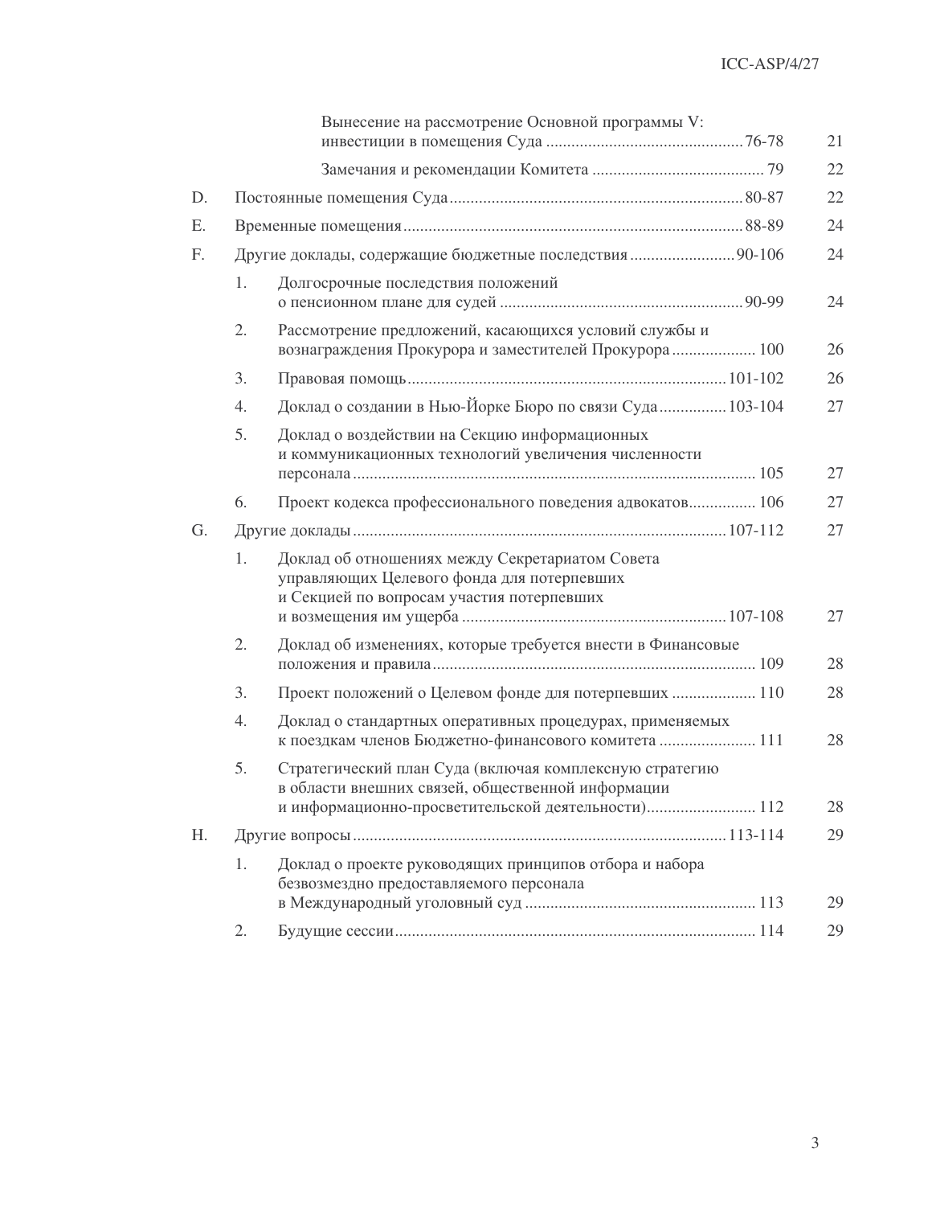| | | | Пункты | Стр. |
|---|---|---|---|---|
| | | Вынесение на рассмотрение Основной программы V: инвестиции в помещения Суда | 76-78 | 21 |
| | | Замечания и рекомендации Комитета | 79 | 22 |
| D. | | Постоянные помещения Суда | 80-87 | 22 |
| E. | | Временные помещения | 88-89 | 24 |
| F. | | Другие доклады, содержащие бюджетные последствия | 90-106 | 24 |
| | 1. | Долгосрочные последствия положений о пенсионном плане для судей | 90-99 | 24 |
| | 2. | Рассмотрение предложений, касающихся условий службы и вознаграждения Прокурора и заместителей Прокурора | 100 | 26 |
| | 3. | Правовая помощь | 101-102 | 26 |
| | 4. | Доклад о создании в Нью-Йорке Бюро по связи Суда | 103-104 | 27 |
| | 5. | Доклад о воздействии на Секцию информационных и коммуникационных технологий увеличения численности персонала | 105 | 27 |
| | 6. | Проект кодекса профессионального поведения адвокатов | 106 | 27 |
| G. | | Другие доклады | 107-112 | 27 |
| | 1. | Доклад об отношениях между Секретариатом Совета управляющих Целевого фонда для потерпевших и Секцией по вопросам участия потерпевших и возмещения им ущерба | 107-108 | 27 |
| | 2. | Доклад об изменениях, которые требуется внести в Финансовые положения и правила | 109 | 28 |
| | 3. | Проект положений о Целевом фонде для потерпевших | 110 | 28 |
| | 4. | Доклад о стандартных оперативных процедурах, применяемых к поездкам членов Бюджетно-финансового комитета | 111 | 28 |
| | 5. | Стратегический план Суда (включая комплексную стратегию в области внешних связей, общественной информации и информационно-просветительской деятельности) | 112 | 28 |
| H. | | Другие вопросы | 113-114 | 29 |
| | 1. | Доклад о проекте руководящих принципов отбора и набора безвозмездно предоставляемого персонала в Международный уголовный суд | 113 | 29 |
| | 2. | Будущие сессии | 114 | 29 |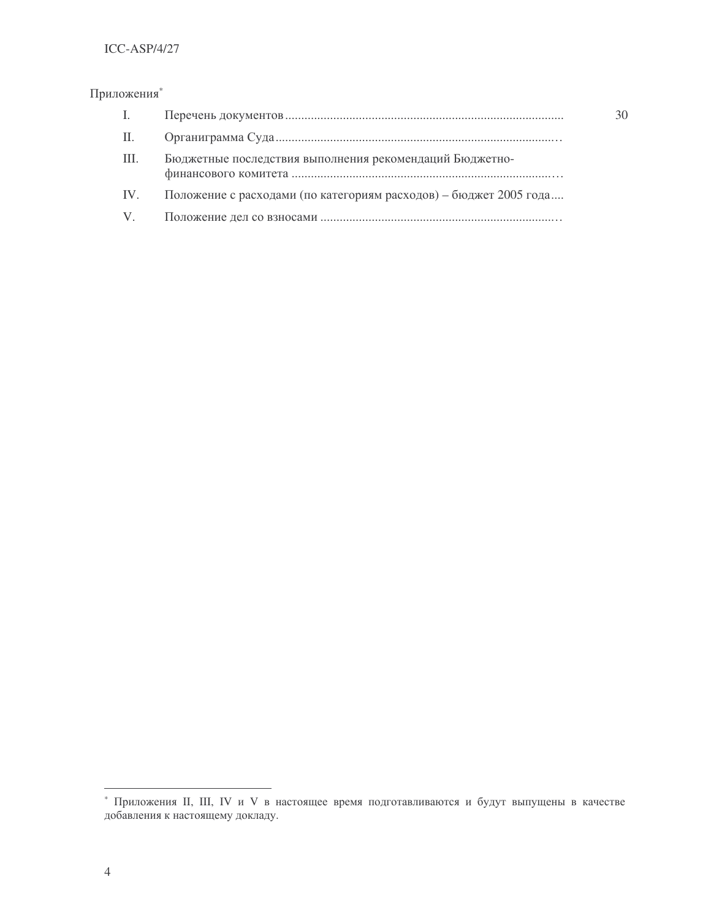Приложения[*]

| | | |
|---|---|---|
| I. | Перечень документов ...................................................................................... | 30 |
| II. | Органиграмма Суда .......................................................................................… | |
| III. | Бюджетные последствия выполнения рекомендаций Бюджетно-финансового комитета ..................................................................................… | |
| IV. | Положение с расходами (по категориям расходов) – бюджет 2005 года.... | |
| V. | Положение дел со взносами .........................................................................… | |

---

[*] Приложения II, III, IV и V в настоящее время подготавливаются и будут выпущены в качестве добавления к настоящему докладу.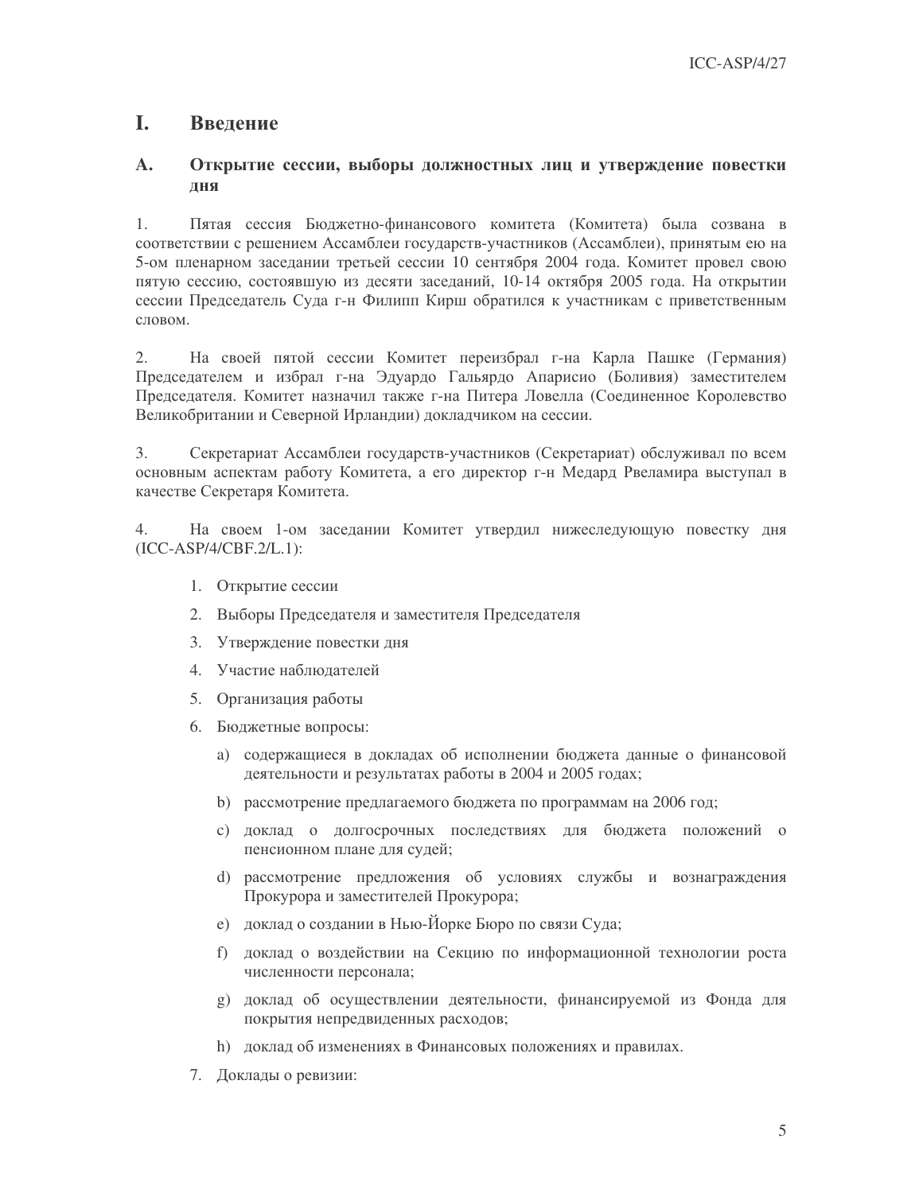# I. Введение

## A. Открытие сессии, выборы должностных лиц и утверждение повестки дня

1. Пятая сессия Бюджетно-финансового комитета (Комитета) была созвана в соответствии с решением Ассамблеи государств-участников (Ассамблеи), принятым ею на 5-ом пленарном заседании третьей сессии 10 сентября 2004 года. Комитет провел свою пятую сессию, состоявшую из десяти заседаний, 10-14 октября 2005 года. На открытии сессии Председатель Суда г-н Филипп Кирш обратился к участникам с приветственным словом.

2. На своей пятой сессии Комитет переизбрал г-на Карла Пашке (Германия) Председателем и избрал г-на Эдуардо Гальярдо Апарисио (Боливия) заместителем Председателя. Комитет назначил также г-на Питера Ловелла (Соединенное Королевство Великобритании и Северной Ирландии) докладчиком на сессии.

3. Секретариат Ассамблеи государств-участников (Секретариат) обслуживал по всем основным аспектам работы Комитета, а его директор г-н Медард Рвеламира выступал в качестве Секретаря Комитета.

4. На своем 1-ом заседании Комитет утвердил нижеследующую повестку дня (ICC-ASP/4/CBF.2/L.1):

1. Открытие сессии
2. Выборы Председателя и заместителя Председателя
3. Утверждение повестки дня
4. Участие наблюдателей
5. Организация работы
6. Бюджетные вопросы:
   a) содержащиеся в докладах об исполнении бюджета данные о финансовой деятельности и результатах работы в 2004 и 2005 годах;
   b) рассмотрение предлагаемого бюджета по программам на 2006 год;
   c) доклад о долгосрочных последствиях для бюджета положений о пенсионном плане для судей;
   d) рассмотрение предложения об условиях службы и вознаграждения Прокурора и заместителей Прокурора;
   e) доклад о создании в Нью-Йорке Бюро по связи Суда;
   f) доклад о воздействии на Секцию по информационной технологии роста численности персонала;
   g) доклад об осуществлении деятельности, финансируемой из Фонда для покрытия непредвиденных расходов;
   h) доклад об изменениях в Финансовых положениях и правилах.
7. Доклады о ревизии: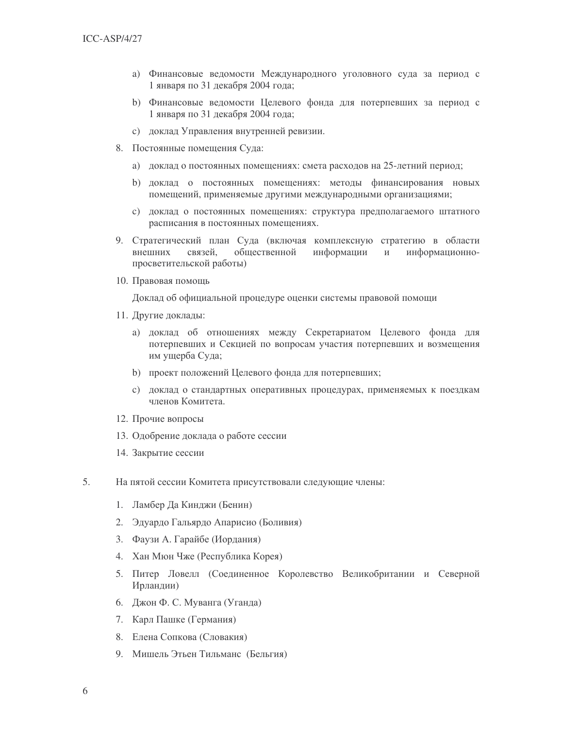a) Финансовые ведомости Международного уголовного суда за период с 1 января по 31 декабря 2004 года;

b) Финансовые ведомости Целевого фонда для потерпевших за период с 1 января по 31 декабря 2004 года;

c) доклад Управления внутренней ревизии.

8. Постоянные помещения Суда:

   a) доклад о постоянных помещениях: смета расходов на 25-летний период;

   b) доклад о постоянных помещениях: методы финансирования новых помещений, применяемые другими международными организациями;

   c) доклад о постоянных помещениях: структура предполагаемого штатного расписания в постоянных помещениях.

9. Стратегический план Суда (включая комплексную стратегию в области внешних связей, общественной информации и информационно-просветительской работы)

10. Правовая помощь

    Доклад об официальной процедуре оценки системы правовой помощи

11. Другие доклады:

    a) доклад об отношениях между Секретариатом Целевого фонда для потерпевших и Секцией по вопросам участия потерпевших и возмещения им ущерба Суда;

    b) проект положений Целевого фонда для потерпевших;

    c) доклад о стандартных оперативных процедурах, применяемых к поездкам членов Комитета.

12. Прочие вопросы

13. Одобрение доклада о работе сессии

14. Закрытие сессии

5. На пятой сессии Комитета присутствовали следующие члены:

   1. Ламбер Да Кинджи (Бенин)
   2. Эдуардо Гальярдо Апарисио (Боливия)
   3. Фаузи А. Гарайбе (Иордания)
   4. Хан Мюн Чже (Республика Корея)
   5. Питер Ловелл (Соединенное Королевство Великобритании и Северной Ирландии)
   6. Джон Ф. С. Муванга (Уганда)
   7. Карл Пашке (Германия)
   8. Елена Сопкова (Словакия)
   9. Мишель Этьен Тильманс (Бельгия)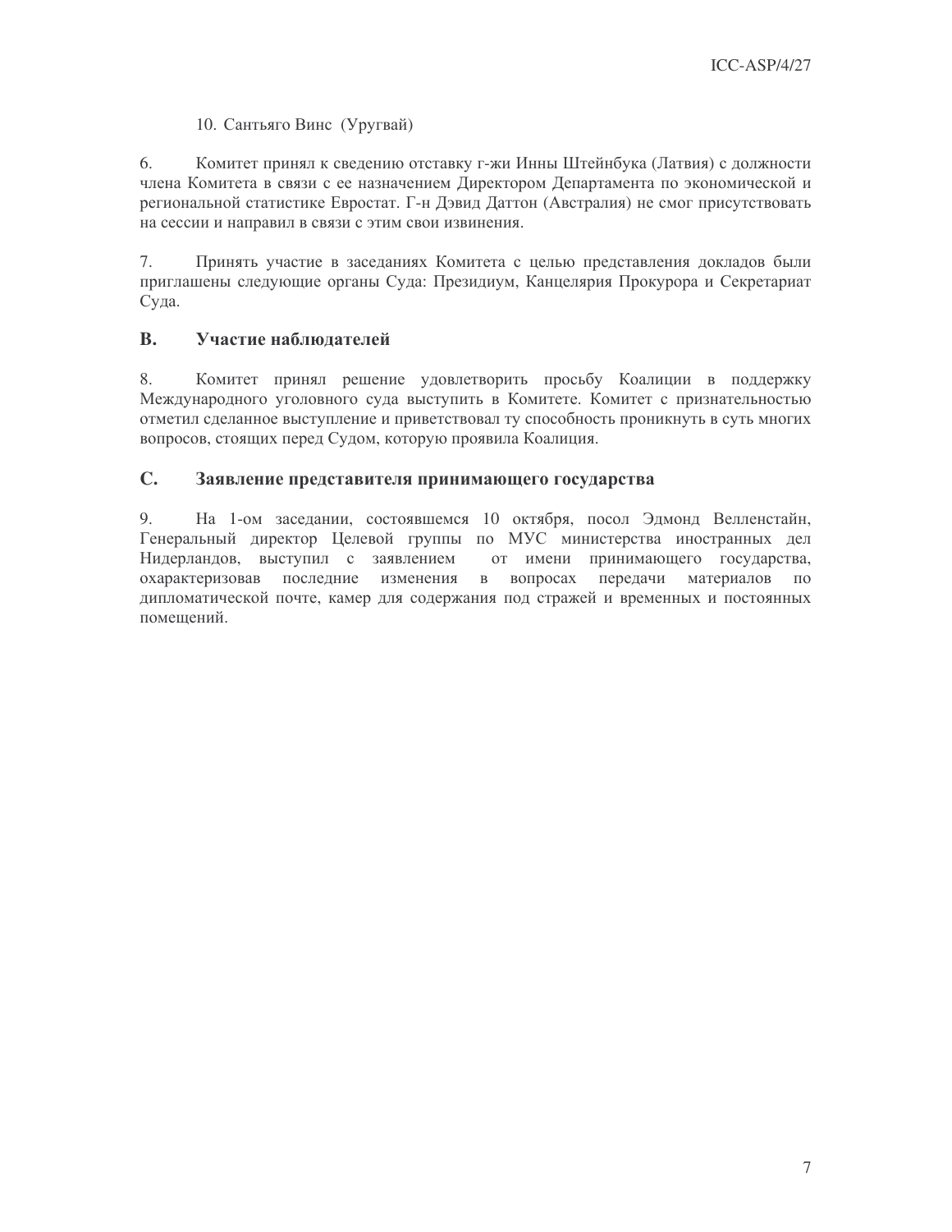10. Сантьяго Винс (Уругвай)

6. Комитет принял к сведению отставку г-жи Инны Штейнбука (Латвия) с должности члена Комитета в связи с ее назначением Директором Департамента по экономической и региональной статистике Евростат. Г-н Дэвид Даттон (Австралия) не смог присутствовать на сессии и направил в связи с этим свои извинения.

7. Принять участие в заседаниях Комитета с целью представления докладов были приглашены следующие органы Суда: Президиум, Канцелярия Прокурора и Секретариат Суда.

### B. Участие наблюдателей

8. Комитет принял решение удовлетворить просьбу Коалиции в поддержку Международного уголовного суда выступить в Комитете. Комитет с признательностью отметил сделанное выступление и приветствовал ту способность проникнуть в суть многих вопросов, стоящих перед Судом, которую проявила Коалиция.

### C. Заявление представителя принимающего государства

9. На 1-ом заседании, состоявшемся 10 октября, посол Эдмонд Велленстайн, Генеральный директор Целевой группы по МУС министерства иностранных дел Нидерландов, выступил с заявлением от имени принимающего государства, охарактеризовав последние изменения в вопросах передачи материалов по дипломатической почте, камер для содержания под стражей и временных и постоянных помещений.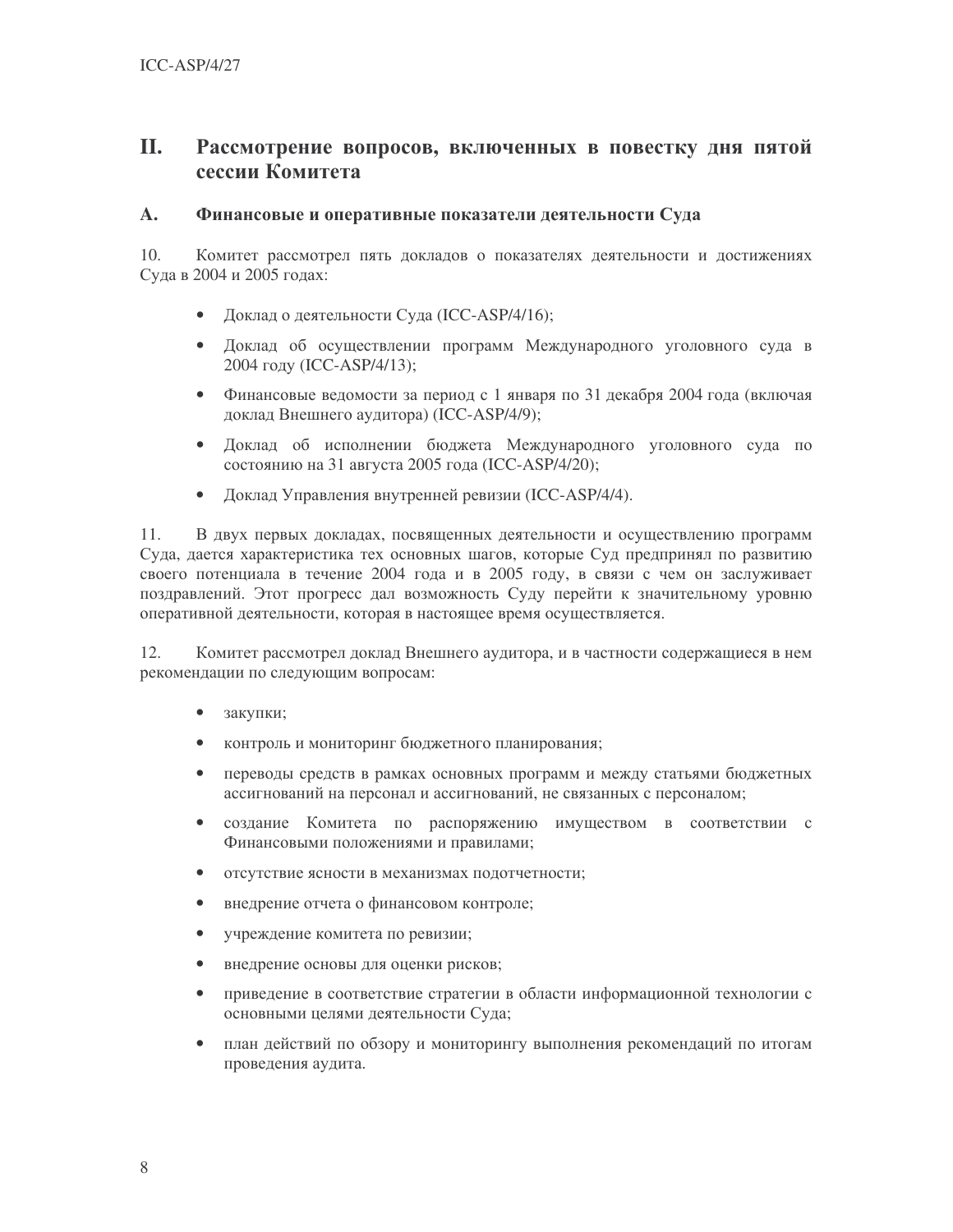## II. Рассмотрение вопросов, включенных в повестку дня пятой сессии Комитета

### A. Финансовые и оперативные показатели деятельности Суда

10. Комитет рассмотрел пять докладов о показателях деятельности и достижениях Суда в 2004 и 2005 годах:

- Доклад о деятельности Суда (ICC-ASP/4/16);
- Доклад об осуществлении программ Международного уголовного суда в 2004 году (ICC-ASP/4/13);
- Финансовые ведомости за период с 1 января по 31 декабря 2004 года (включая доклад Внешнего аудитора) (ICC-ASP/4/9);
- Доклад об исполнении бюджета Международного уголовного суда по состоянию на 31 августа 2005 года (ICC-ASP/4/20);
- Доклад Управления внутренней ревизии (ICC-ASP/4/4).

11. В двух первых докладах, посвященных деятельности и осуществлению программ Суда, дается характеристика тех основных шагов, которые Суд предпринял по развитию своего потенциала в течение 2004 года и в 2005 году, в связи с чем он заслуживает поздравлений. Этот прогресс дал возможность Суду перейти к значительному уровню оперативной деятельности, которая в настоящее время осуществляется.

12. Комитет рассмотрел доклад Внешнего аудитора, и в частности содержащиеся в нем рекомендации по следующим вопросам:

- закупки;
- контроль и мониторинг бюджетного планирования;
- переводы средств в рамках основных программ и между статьями бюджетных ассигнований на персонал и ассигнований, не связанных с персоналом;
- создание Комитета по распоряжению имуществом в соответствии с Финансовыми положениями и правилами;
- отсутствие ясности в механизмах подотчетности;
- внедрение отчета о финансовом контроле;
- учреждение комитета по ревизии;
- внедрение основы для оценки рисков;
- приведение в соответствие стратегии в области информационной технологии с основными целями деятельности Суда;
- план действий по обзору и мониторингу выполнения рекомендаций по итогам проведения аудита.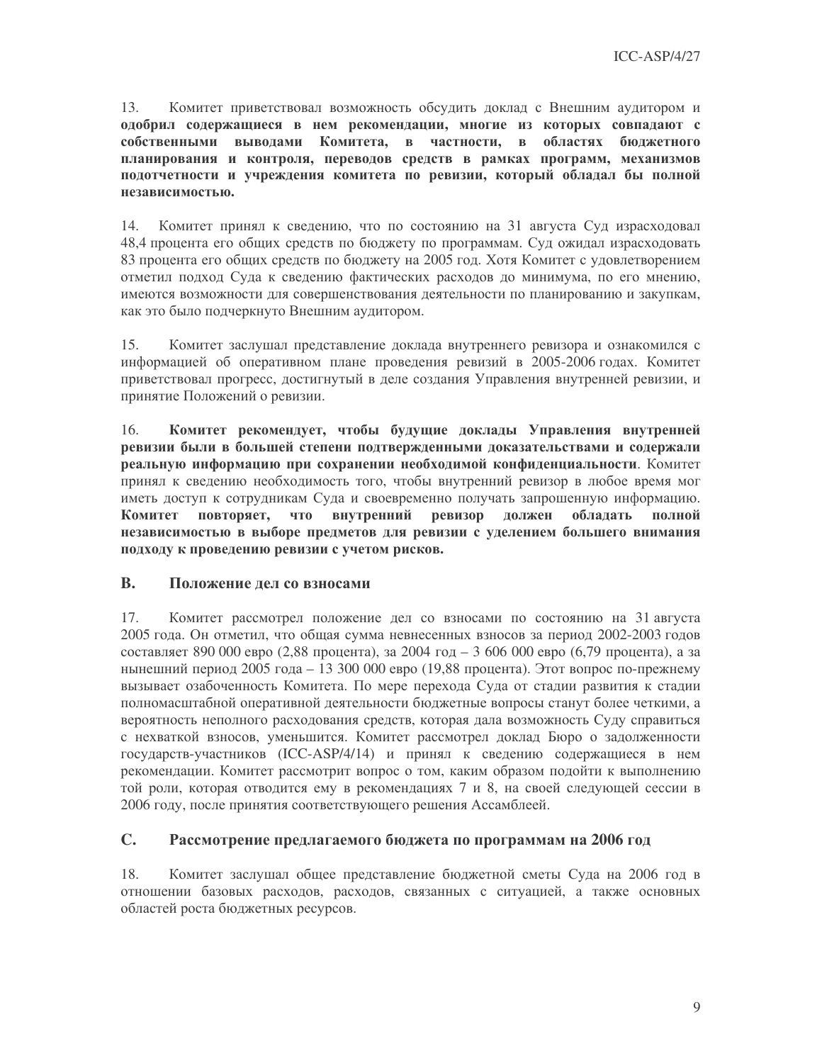13. Комитет приветствовал возможность обсудить доклад с Внешним аудитором и **одобрил содержащиеся в нем рекомендации, многие из которых совпадают с собственными выводами Комитета, в частности, в областях бюджетного планирования и контроля, переводов средств в рамках программ, механизмов подотчетности и учреждения комитета по ревизии, который обладал бы полной независимостью.**

14. Комитет принял к сведению, что по состоянию на 31 августа Суд израсходовал 48,4 процента его общих средств по бюджету по программам. Суд ожидал израсходовать 83 процента его общих средств по бюджету на 2005 год. Хотя Комитет с удовлетворением отметил подход Суда к сведению фактических расходов до минимума, по его мнению, имеются возможности для совершенствования деятельности по планированию и закупкам, как это было подчеркнуто Внешним аудитором.

15. Комитет заслушал представление доклада внутреннего ревизора и ознакомился с информацией об оперативном плане проведения ревизий в 2005-2006 годах. Комитет приветствовал прогресс, достигнутый в деле создания Управления внутренней ревизии, и принятие Положений о ревизии.

16. **Комитет рекомендует, чтобы будущие доклады Управления внутренней ревизии были в большей степени подтвержденными доказательствами и содержали реальную информацию при сохранении необходимой конфиденциальности**. Комитет принял к сведению необходимость того, чтобы внутренний ревизор в любое время мог иметь доступ к сотрудникам Суда и своевременно получать запрошенную информацию. **Комитет повторяет, что внутренний ревизор должен обладать полной независимостью в выборе предметов для ревизии с уделением большего внимания подходу к проведению ревизии с учетом рисков.**

## B. Положение дел со взносами

17. Комитет рассмотрел положение дел со взносами по состоянию на 31 августа 2005 года. Он отметил, что общая сумма невнесенных взносов за период 2002-2003 годов составляет 890 000 евро (2,88 процента), за 2004 год – 3 606 000 евро (6,79 процента), а за нынешний период 2005 года – 13 300 000 евро (19,88 процента). Этот вопрос по-прежнему вызывает озабоченность Комитета. По мере перехода Суда от стадии развития к стадии полномасштабной оперативной деятельности бюджетные вопросы станут более четкими, а вероятность неполного расходования средств, которая дала возможность Суду справиться с нехваткой взносов, уменьшится. Комитет рассмотрел доклад Бюро о задолженности государств-участников (ICC-ASP/4/14) и принял к сведению содержащиеся в нем рекомендации. Комитет рассмотрит вопрос о том, каким образом подойти к выполнению той роли, которая отводится ему в рекомендациях 7 и 8, на своей следующей сессии в 2006 году, после принятия соответствующего решения Ассамблеей.

## C. Рассмотрение предлагаемого бюджета по программам на 2006 год

18. Комитет заслушал общее представление бюджетной сметы Суда на 2006 год в отношении базовых расходов, расходов, связанных с ситуацией, а также основных областей роста бюджетных ресурсов.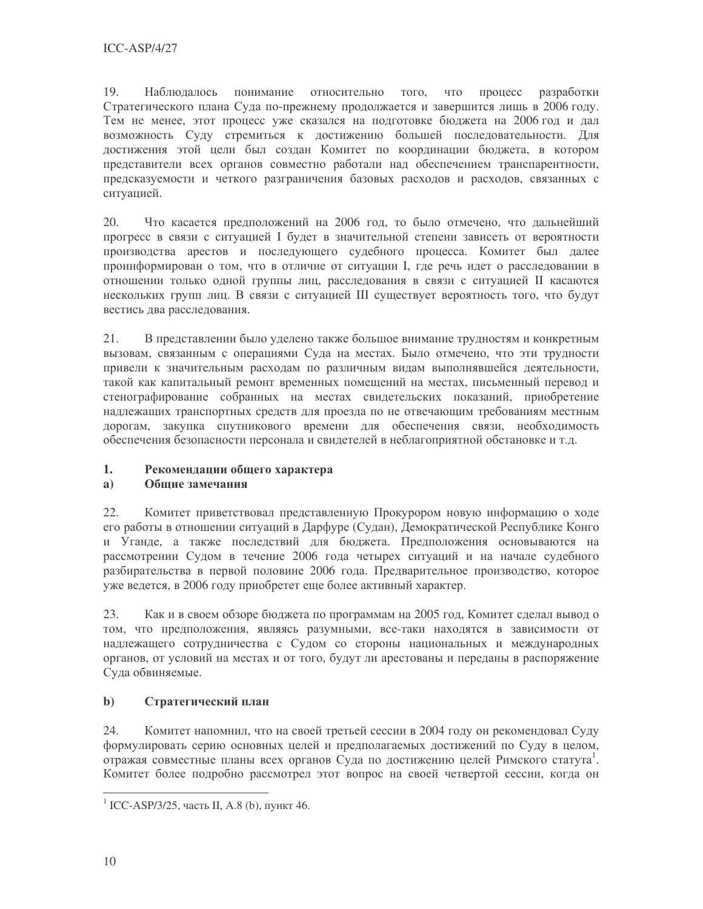19. Наблюдалось понимание относительно того, что процесс разработки Стратегического плана Суда по-прежнему продолжается и завершится лишь в 2006 году. Тем не менее, этот процесс уже сказался на подготовке бюджета на 2006 год и дал возможность Суду стремиться к достижению большей последовательности. Для достижения этой цели был создан Комитет по координации бюджета, в котором представители всех органов совместно работали над обеспечением транспарентности, предсказуемости и четкого разграничения базовых расходов и расходов, связанных с ситуацией.

20. Что касается предположений на 2006 год, то было отмечено, что дальнейший прогресс в связи с ситуацией I будет в значительной степени зависеть от вероятности производства арестов и последующего судебного процесса. Комитет был далее проинформирован о том, что в отличие от ситуации I, где речь идет о расследовании в отношении только одной группы лиц, расследования в связи с ситуацией II касаются нескольких групп лиц. В связи с ситуацией III существует вероятность того, что будут вестись два расследования.

21. В представлении было уделено также большое внимание трудностям и конкретным вызовам, связанным с операциями Суда на местах. Было отмечено, что эти трудности привели к значительным расходам по различным видам выполнявшейся деятельности, такой как капитальный ремонт временных помещений на местах, письменный перевод и стенографирование собранных на местах свидетельских показаний, приобретение надлежащих транспортных средств для проезда по не отвечающим требованиям местным дорогам, закупка спутникового времени для обеспечения связи, необходимость обеспечения безопасности персонала и свидетелей в неблагоприятной обстановке и т.д.

### 1. Рекомендации общего характера

#### a) Общие замечания

22. Комитет приветствовал представленную Прокурором новую информацию о ходе его работы в отношении ситуаций в Дарфуре (Судан), Демократической Республике Конго и Уганде, а также последствий для бюджета. Предположения основываются на рассмотрении Судом в течение 2006 года четырех ситуаций и на начале судебного разбирательства в первой половине 2006 года. Предварительное производство, которое уже ведется, в 2006 году приобретет еще более активный характер.

23. Как и в своем обзоре бюджета по программам на 2005 год, Комитет сделал вывод о том, что предположения, являясь разумными, все-таки находятся в зависимости от надлежащего сотрудничества с Судом со стороны национальных и международных органов, от условий на местах и от того, будут ли арестованы и переданы в распоряжение Суда обвиняемые.

#### b) Стратегический план

24. Комитет напомнил, что на своей третьей сессии в 2004 году он рекомендовал Суду формулировать серию основных целей и предполагаемых достижений по Суду в целом, отражая совместные планы всех органов Суда по достижению целей Римского статута[1]. Комитет более подробно рассмотрел этот вопрос на своей четвертой сессии, когда он

---

[1] ICC-ASP/3/25, часть II, A.8 (b), пункт 46.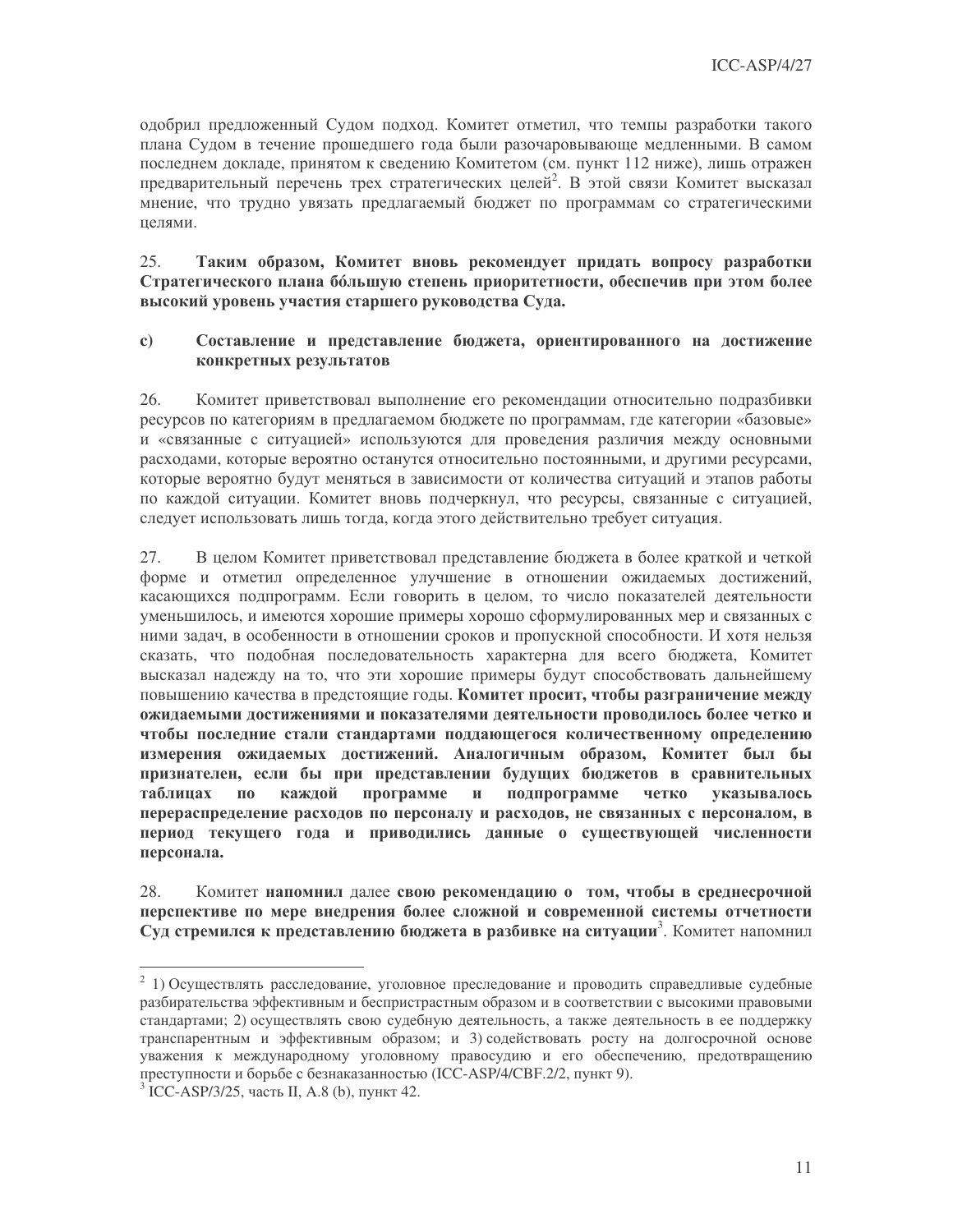одобрил предложенный Судом подход. Комитет отметил, что темпы разработки такого плана Судом в течение прошедшего года были разочаровывающе медленными. В самом последнем докладе, принятом к сведению Комитетом (см. пункт 112 ниже), лишь отражен предварительный перечень трех стратегических целей[2]. В этой связи Комитет высказал мнение, что трудно увязать предлагаемый бюджет по программам со стратегическими целями.

25. **Таким образом, Комитет вновь рекомендует придать вопросу разработки Стратегического плана бóльшую степень приоритетности, обеспечив при этом более высокий уровень участия старшего руководства Суда.**

### c) Составление и представление бюджета, ориентированного на достижение конкретных результатов

26. Комитет приветствовал выполнение его рекомендации относительно подразбивки ресурсов по категориям в предлагаемом бюджете по программам, где категории «базовые» и «связанные с ситуацией» используются для проведения различия между основными расходами, которые вероятно останутся относительно постоянными, и другими ресурсами, которые вероятно будут меняться в зависимости от количества ситуаций и этапов работы по каждой ситуации. Комитет вновь подчеркнул, что ресурсы, связанные с ситуацией, следует использовать лишь тогда, когда этого действительно требует ситуация.

27. В целом Комитет приветствовал представление бюджета в более краткой и четкой форме и отметил определенное улучшение в отношении ожидаемых достижений, касающихся подпрограмм. Если говорить в целом, то число показателей деятельности уменьшилось, и имеются хорошие примеры хорошо сформулированных мер и связанных с ними задач, в особенности в отношении сроков и пропускной способности. И хотя нельзя сказать, что подобная последовательность характерна для всего бюджета, Комитет высказал надежду на то, что эти хорошие примеры будут способствовать дальнейшему повышению качества в предстоящие годы. **Комитет просит, чтобы разграничение между ожидаемыми достижениями и показателями деятельности проводилось более четко и чтобы последние стали стандартами поддающегося количественному определению измерения ожидаемых достижений. Аналогичным образом, Комитет был бы признателен, если бы при представлении будущих бюджетов в сравнительных таблицах по каждой программе и подпрограмме четко указывалось перераспределение расходов по персоналу и расходов, не связанных с персоналом, в период текущего года и приводились данные о существующей численности персонала.**

28. Комитет **напомнил** далее **свою рекомендацию о том, чтобы в среднесрочной перспективе по мере внедрения более сложной и современной системы отчетности Суд стремился к представлению бюджета в разбивке на ситуации**[3]. Комитет напомнил

---

[2] 1) Осуществлять расследование, уголовное преследование и проводить справедливые судебные разбирательства эффективным и беспристрастным образом и в соответствии с высокими правовыми стандартами; 2) осуществлять свою судебную деятельность, а также деятельность в ее поддержку транспарентным и эффективным образом; и 3) содействовать росту на долгосрочной основе уважения к международному уголовному правосудию и его обеспечению, предотвращению преступности и борьбе с безнаказанностью (ICC-ASP/4/CBF.2/2, пункт 9).

[3] ICC-ASP/3/25, часть II, A.8 (b), пункт 42.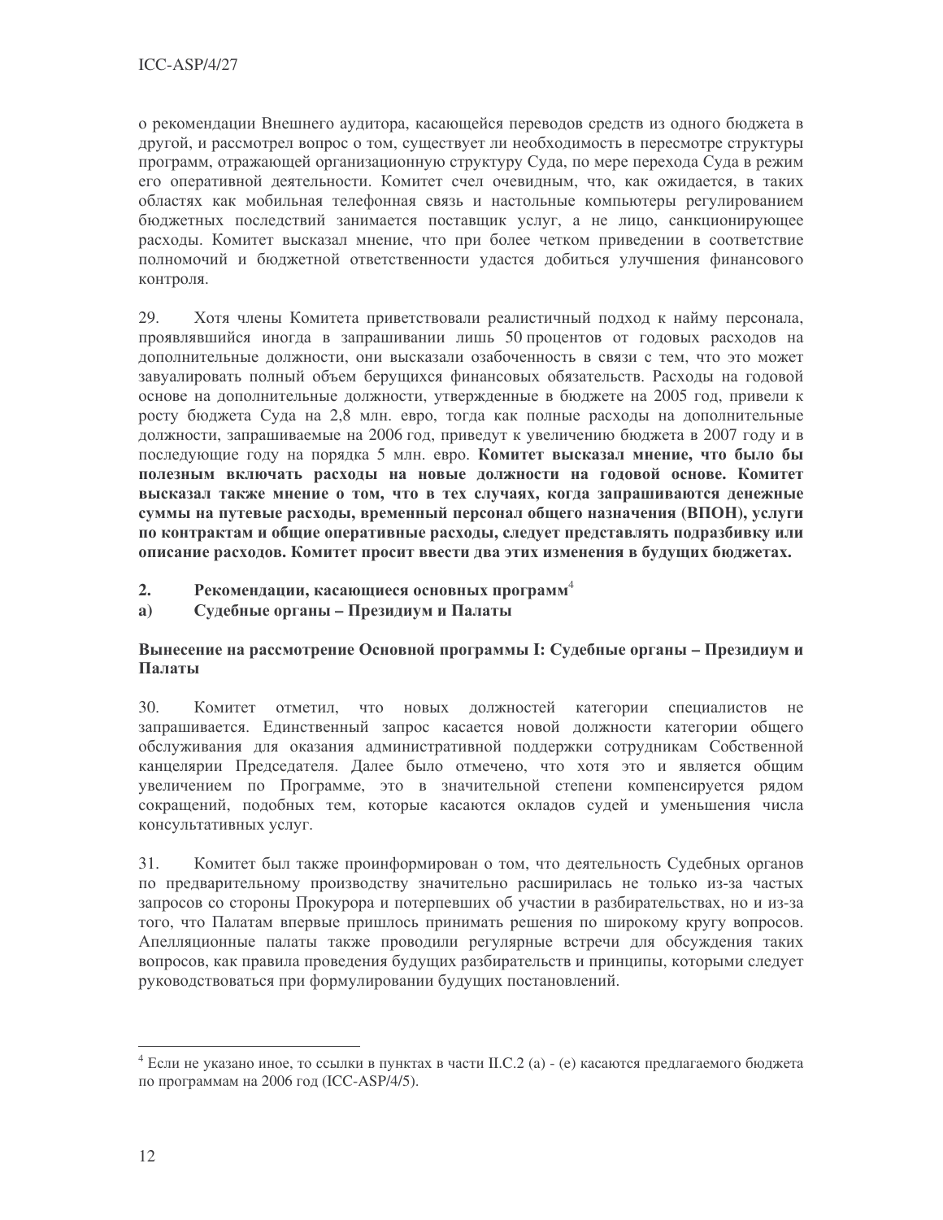о рекомендации Внешнего аудитора, касающейся переводов средств из одного бюджета в другой, и рассмотрел вопрос о том, существует ли необходимость в пересмотре структуры программ, отражающей организационную структуру Суда, по мере перехода Суда в режим его оперативной деятельности. Комитет счел очевидным, что, как ожидается, в таких областях как мобильная телефонная связь и настольные компьютеры регулированием бюджетных последствий занимается поставщик услуг, а не лицо, санкционирующее расходы. Комитет высказал мнение, что при более четком приведении в соответствие полномочий и бюджетной ответственности удастся добиться улучшения финансового контроля.

29. Хотя члены Комитета приветствовали реалистичный подход к найму персонала, проявлявшийся иногда в запрашивании лишь 50 процентов от годовых расходов на дополнительные должности, они высказали озабоченность в связи с тем, что это может завуалировать полный объем берущихся финансовых обязательств. Расходы на годовой основе на дополнительные должности, утвержденные в бюджете на 2005 год, привели к росту бюджета Суда на 2,8 млн. евро, тогда как полные расходы на дополнительные должности, запрашиваемые на 2006 год, приведут к увеличению бюджета в 2007 году и в последующие году на порядка 5 млн. евро. **Комитет высказал мнение, что было бы полезным включать расходы на новые должности на годовой основе. Комитет высказал также мнение о том, что в тех случаях, когда запрашиваются денежные суммы на путевые расходы, временный персонал общего назначения (ВПОН), услуги по контрактам и общие оперативные расходы, следует представлять подразбивку или описание расходов. Комитет просит ввести два этих изменения в будущих бюджетах.**

## 2. Рекомендации, касающиеся основных программ[4]

### a) Судебные органы – Президиум и Палаты

**Вынесение на рассмотрение Основной программы I: Судебные органы – Президиум и Палаты**

30. Комитет отметил, что новых должностей категории специалистов не запрашивается. Единственный запрос касается новой должности категории общего обслуживания для оказания административной поддержки сотрудникам Собственной канцелярии Председателя. Далее было отмечено, что хотя это и является общим увеличением по Программе, это в значительной степени компенсируется рядом сокращений, подобных тем, которые касаются окладов судей и уменьшения числа консультативных услуг.

31. Комитет был также проинформирован о том, что деятельность Судебных органов по предварительному производству значительно расширилась не только из-за частых запросов со стороны Прокурора и потерпевших об участии в разбирательствах, но и из-за того, что Палатам впервые пришлось принимать решения по широкому кругу вопросов. Апелляционные палаты также проводили регулярные встречи для обсуждения таких вопросов, как правила проведения будущих разбирательств и принципы, которыми следует руководствоваться при формулировании будущих постановлений.

---

[4] Если не указано иное, то ссылки в пунктах в части II.C.2 (a) - (e) касаются предлагаемого бюджета по программам на 2006 год (ICC-ASP/4/5).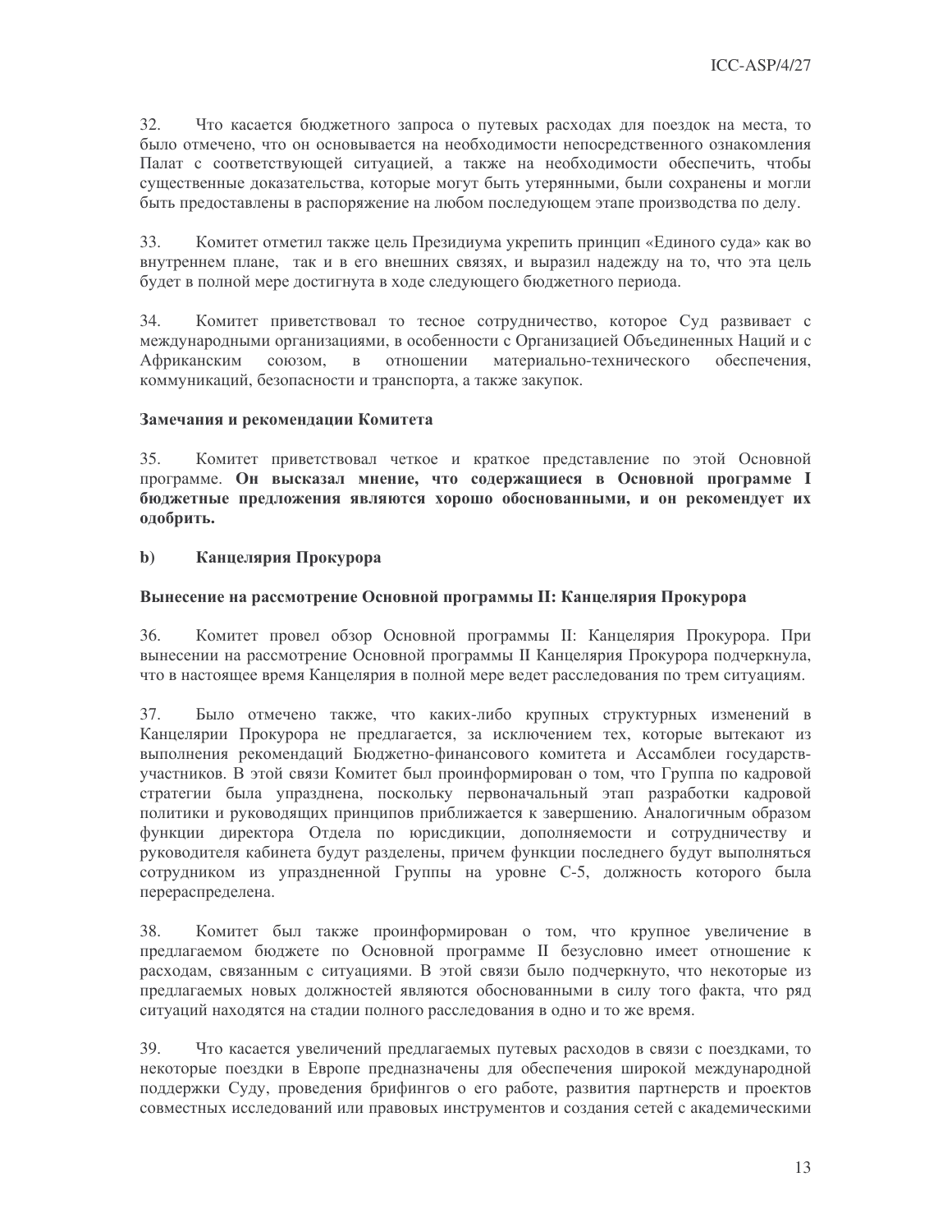32. Что касается бюджетного запроса о путевых расходах для поездок на места, то было отмечено, что он основывается на необходимости непосредственного ознакомления Палат с соответствующей ситуацией, а также на необходимости обеспечить, чтобы существенные доказательства, которые могут быть утерянными, были сохранены и могли быть предоставлены в распоряжение на любом последующем этапе производства по делу.

33. Комитет отметил также цель Президиума укрепить принцип «Единого суда» как во внутреннем плане, так и в его внешних связях, и выразил надежду на то, что эта цель будет в полной мере достигнута в ходе следующего бюджетного периода.

34. Комитет приветствовал то тесное сотрудничество, которое Суд развивает с международными организациями, в особенности с Организацией Объединенных Наций и с Африканским союзом, в отношении материально-технического обеспечения, коммуникаций, безопасности и транспорта, а также закупок.

**Замечания и рекомендации Комитета**

35. Комитет приветствовал четкое и краткое представление по этой Основной программе. **Он высказал мнение, что содержащиеся в Основной программе I бюджетные предложения являются хорошо обоснованными, и он рекомендует их одобрить.**

### b) Канцелярия Прокурора

**Вынесение на рассмотрение Основной программы II: Канцелярия Прокурора**

36. Комитет провел обзор Основной программы II: Канцелярия Прокурора. При вынесении на рассмотрение Основной программы II Канцелярия Прокурора подчеркнула, что в настоящее время Канцелярия в полной мере ведет расследования по трем ситуациям.

37. Было отмечено также, что каких-либо крупных структурных изменений в Канцелярии Прокурора не предлагается, за исключением тех, которые вытекают из выполнения рекомендаций Бюджетно-финансового комитета и Ассамблеи государств-участников. В этой связи Комитет был проинформирован о том, что Группа по кадровой стратегии была упразднена, поскольку первоначальный этап разработки кадровой политики и руководящих принципов приближается к завершению. Аналогичным образом функции директора Отдела по юрисдикции, дополняемости и сотрудничеству и руководителя кабинета будут разделены, причем функции последнего будут выполняться сотрудником из упраздненной Группы на уровне С-5, должность которого была перераспределена.

38. Комитет был также проинформирован о том, что крупное увеличение в предлагаемом бюджете по Основной программе II безусловно имеет отношение к расходам, связанным с ситуациями. В этой связи было подчеркнуто, что некоторые из предлагаемых новых должностей являются обоснованными в силу того факта, что ряд ситуаций находятся на стадии полного расследования в одно и то же время.

39. Что касается увеличений предлагаемых путевых расходов в связи с поездками, то некоторые поездки в Европе предназначены для обеспечения широкой международной поддержки Суду, проведения брифингов о его работе, развития партнерств и проектов совместных исследований или правовых инструментов и создания сетей с академическими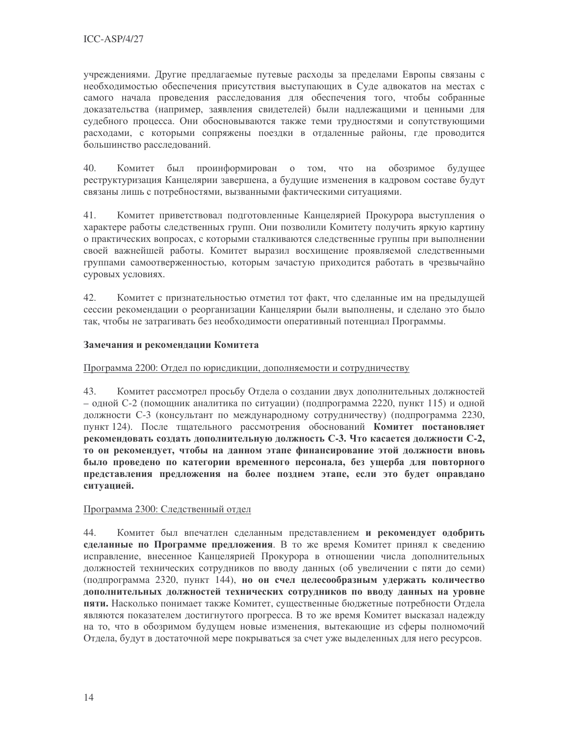учреждениями. Другие предлагаемые путевые расходы за пределами Европы связаны с необходимостью обеспечения присутствия выступающих в Суде адвокатов на местах с самого начала проведения расследования для обеспечения того, чтобы собранные доказательства (например, заявления свидетелей) были надлежащими и ценными для судебного процесса. Они обосновываются также теми трудностями и сопутствующими расходами, с которыми сопряжены поездки в отдаленные районы, где проводится большинство расследований.

40. Комитет был проинформирован о том, что на обозримое будущее реструктуризация Канцелярии завершена, а будущие изменения в кадровом составе будут связаны лишь с потребностями, вызванными фактическими ситуациями.

41. Комитет приветствовал подготовленные Канцелярией Прокурора выступления о характере работы следственных групп. Они позволили Комитету получить яркую картину о практических вопросах, с которыми сталкиваются следственные группы при выполнении своей важнейшей работы. Комитет выразил восхищение проявляемой следственными группами самоотверженностью, которым зачастую приходится работать в чрезвычайно суровых условиях.

42. Комитет с признательностью отметил тот факт, что сделанные им на предыдущей сессии рекомендации о реорганизации Канцелярии были выполнены, и сделано это было так, чтобы не затрагивать без необходимости оперативный потенциал Программы.

**Замечания и рекомендации Комитета**

Программа 2200: Отдел по юрисдикции, дополняемости и сотрудничеству

43. Комитет рассмотрел просьбу Отдела о создании двух дополнительных должностей – одной С-2 (помощник аналитика по ситуации) (подпрограмма 2220, пункт 115) и одной должности С-3 (консультант по международному сотрудничеству) (подпрограмма 2230, пункт 124). После тщательного рассмотрения обоснований **Комитет постановляет рекомендовать создать дополнительную должность С-3. Что касается должности С-2, то он рекомендует, чтобы на данном этапе финансирование этой должности вновь было проведено по категории временного персонала, без ущерба для повторного представления предложения на более позднем этапе, если это будет оправдано ситуацией.**

Программа 2300: Следственный отдел

44. Комитет был впечатлен сделанным представлением **и рекомендует одобрить сделанные по Программе предложения**. В то же время Комитет принял к сведению исправление, внесенное Канцелярией Прокурора в отношении числа дополнительных должностей технических сотрудников по вводу данных (об увеличении с пяти до семи) (подпрограмма 2320, пункт 144), **но он счел целесообразным удержать количество дополнительных должностей технических сотрудников по вводу данных на уровне пяти.** Насколько понимает также Комитет, существенные бюджетные потребности Отдела являются показателем достигнутого прогресса. В то же время Комитет высказал надежду на то, что в обозримом будущем новые изменения, вытекающие из сферы полномочий Отдела, будут в достаточной мере покрываться за счет уже выделенных для него ресурсов.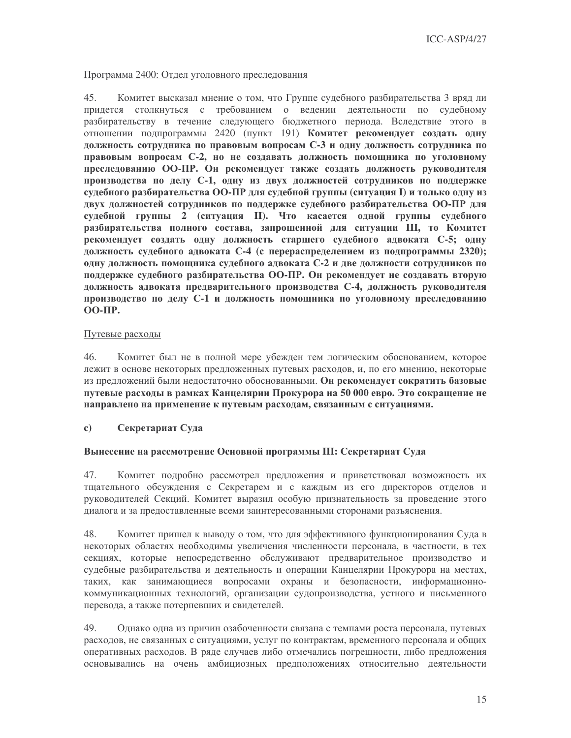Программа 2400: Отдел уголовного преследования

45. Комитет высказал мнение о том, что Группе судебного разбирательства 3 вряд ли придется столкнуться с требованием о ведении деятельности по судебному разбирательству в течение следующего бюджетного периода. Вследствие этого в отношении подпрограммы 2420 (пункт 191) **Комитет рекомендует создать одну должность сотрудника по правовым вопросам С-3 и одну должность сотрудника по правовым вопросам С-2, но не создавать должность помощника по уголовному преследованию ОО-ПР. Он рекомендует также создать должность руководителя производства по делу С-1, одну из двух должностей сотрудников по поддержке судебного разбирательства ОО-ПР для судебной группы (ситуация I) и только одну из двух должностей сотрудников по поддержке судебного разбирательства ОО-ПР для судебной группы 2 (ситуация II). Что касается одной группы судебного разбирательства полного состава, запрошенной для ситуации III, то Комитет рекомендует создать одну должность старшего судебного адвоката С-5; одну должность судебного адвоката С-4 (с перераспределением из подпрограммы 2320); одну должность помощника судебного адвоката С-2 и две должности сотрудников по поддержке судебного разбирательства ОО-ПР. Он рекомендует не создавать вторую должность адвоката предварительного производства С-4, должность руководителя производство по делу С-1 и должность помощника по уголовному преследованию ОО-ПР.**

Путевые расходы

46. Комитет был не в полной мере убежден тем логическим обоснованием, которое лежит в основе некоторых предложенных путевых расходов, и, по его мнению, некоторые из предложений были недостаточно обоснованными. **Он рекомендует сократить базовые путевые расходы в рамках Канцелярии Прокурора на 50 000 евро. Это сокращение не направлено на применение к путевым расходам, связанным с ситуациями.**

### c) Секретариат Суда

**Вынесение на рассмотрение Основной программы III: Секретариат Суда**

47. Комитет подробно рассмотрел предложения и приветствовал возможность их тщательного обсуждения с Секретарем и с каждым из его директоров отделов и руководителей Секций. Комитет выразил особую признательность за проведение этого диалога и за предоставленные всеми заинтересованными сторонами разъяснения.

48. Комитет пришел к выводу о том, что для эффективного функционирования Суда в некоторых областях необходимы увеличения численности персонала, в частности, в тех секциях, которые непосредственно обслуживают предварительное производство и судебные разбирательства и деятельность и операции Канцелярии Прокурора на местах, таких, как занимающиеся вопросами охраны и безопасности, информационно-коммуникационных технологий, организации судопроизводства, устного и письменного перевода, а также потерпевших и свидетелей.

49. Однако одна из причин озабоченности связана с темпами роста персонала, путевых расходов, не связанных с ситуациями, услуг по контрактам, временного персонала и общих оперативных расходов. В ряде случаев либо отмечались погрешности, либо предложения основывались на очень амбициозных предположениях относительно деятельности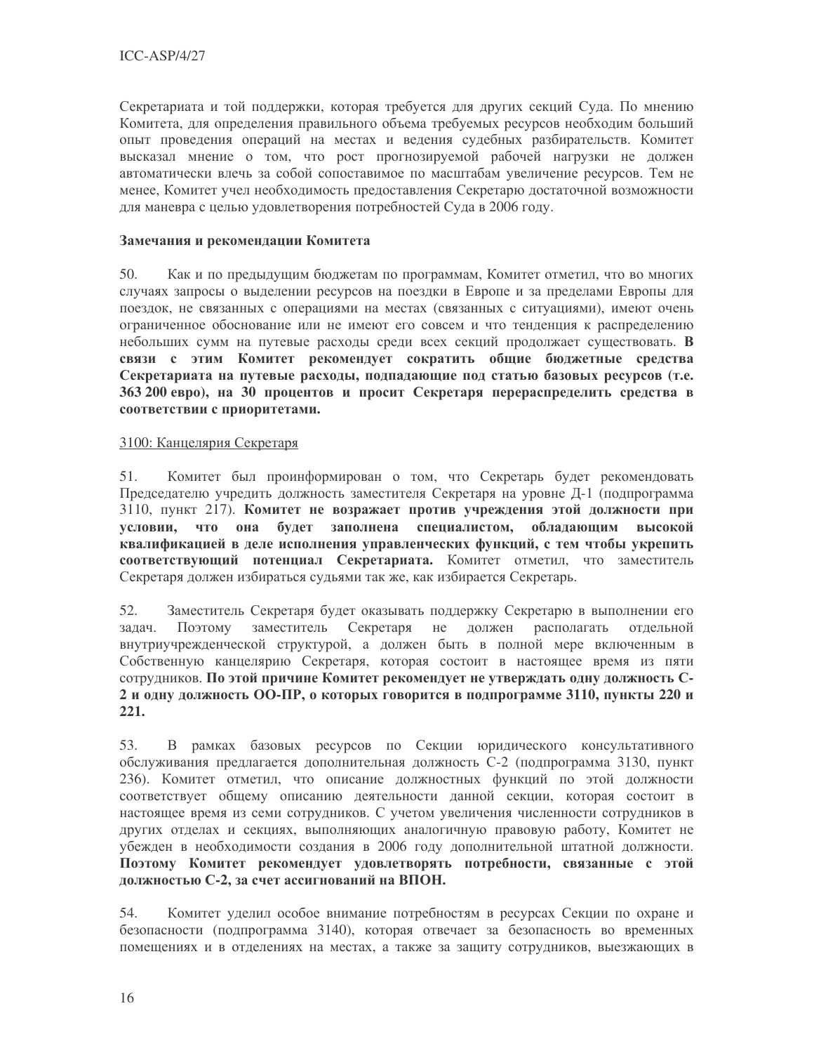Секретариата и той поддержки, которая требуется для других секций Суда. По мнению Комитета, для определения правильного объема требуемых ресурсов необходим больший опыт проведения операций на местах и ведения судебных разбирательств. Комитет высказал мнение о том, что рост прогнозируемой рабочей нагрузки не должен автоматически влечь за собой сопоставимое по масштабам увеличение ресурсов. Тем не менее, Комитет учел необходимость предоставления Секретарю достаточной возможности для маневра с целью удовлетворения потребностей Суда в 2006 году.

**Замечания и рекомендации Комитета**

50. Как и по предыдущим бюджетам по программам, Комитет отметил, что во многих случаях запросы о выделении ресурсов на поездки в Европе и за пределами Европы для поездок, не связанных с операциями на местах (связанных с ситуациями), имеют очень ограниченное обоснование или не имеют его совсем и что тенденция к распределению небольших сумм на путевые расходы среди всех секций продолжает существовать. **В связи с этим Комитет рекомендует сократить общие бюджетные средства Секретариата на путевые расходы, подпадающие под статью базовых ресурсов (т.е. 363 200 евро), на 30 процентов и просит Секретаря перераспределить средства в соответствии с приоритетами.**

3100: Канцелярия Секретаря

51. Комитет был проинформирован о том, что Секретарь будет рекомендовать Председателю учредить должность заместителя Секретаря на уровне Д-1 (подпрограмма 3110, пункт 217). **Комитет не возражает против учреждения этой должности при условии, что она будет заполнена специалистом, обладающим высокой квалификацией в деле исполнения управленческих функций, с тем чтобы укрепить соответствующий потенциал Секретариата.** Комитет отметил, что заместитель Секретаря должен избираться судьями так же, как избирается Секретарь.

52. Заместитель Секретаря будет оказывать поддержку Секретарю в выполнении его задач. Поэтому заместитель Секретаря не должен располагать отдельной внутриучрежденческой структурой, а должен быть в полной мере включенным в Собственную канцелярию Секретаря, которая состоит в настоящее время из пяти сотрудников. **По этой причине Комитет рекомендует не утверждать одну должность С-2 и одну должность ОО-ПР, о которых говорится в подпрограмме 3110, пункты 220 и 221.**

53. В рамках базовых ресурсов по Секции юридического консультативного обслуживания предлагается дополнительная должность С-2 (подпрограмма 3130, пункт 236). Комитет отметил, что описание должностных функций по этой должности соответствует общему описанию деятельности данной секции, которая состоит в настоящее время из семи сотрудников. С учетом увеличения численности сотрудников в других отделах и секциях, выполняющих аналогичную правовую работу, Комитет не убежден в необходимости создания в 2006 году дополнительной штатной должности. **Поэтому Комитет рекомендует удовлетворять потребности, связанные с этой должностью С-2, за счет ассигнований на ВПОН.**

54. Комитет уделил особое внимание потребностям в ресурсах Секции по охране и безопасности (подпрограмма 3140), которая отвечает за безопасность во временных помещениях и в отделениях на местах, а также за защиту сотрудников, выезжающих в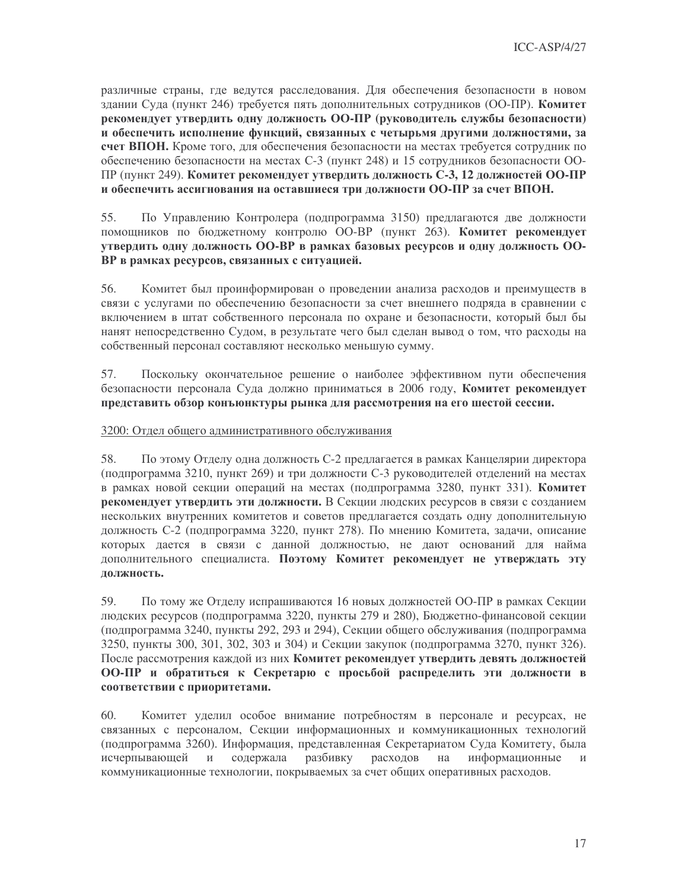различные страны, где ведутся расследования. Для обеспечения безопасности в новом здании Суда (пункт 246) требуется пять дополнительных сотрудников (ОО-ПР). **Комитет рекомендует утвердить одну должность ОО-ПР (руководитель службы безопасности) и обеспечить исполнение функций, связанных с четырьмя другими должностями, за счет ВПОН.** Кроме того, для обеспечения безопасности на местах требуется сотрудник по обеспечению безопасности на местах С-3 (пункт 248) и 15 сотрудников безопасности ОО-ПР (пункт 249). **Комитет рекомендует утвердить должность С-3, 12 должностей ОО-ПР и обеспечить ассигнования на оставшиеся три должности ОО-ПР за счет ВПОН.**

55. По Управлению Контролера (подпрограмма 3150) предлагаются две должности помощников по бюджетному контролю ОО-ВР (пункт 263). **Комитет рекомендует утвердить одну должность ОО-ВР в рамках базовых ресурсов и одну должность ОО-ВР в рамках ресурсов, связанных с ситуацией.**

56. Комитет был проинформирован о проведении анализа расходов и преимуществ в связи с услугами по обеспечению безопасности за счет внешнего подряда в сравнении с включением в штат собственного персонала по охране и безопасности, который был бы нанят непосредственно Судом, в результате чего был сделан вывод о том, что расходы на собственный персонал составляют несколько меньшую сумму.

57. Поскольку окончательное решение о наиболее эффективном пути обеспечения безопасности персонала Суда должно приниматься в 2006 году, **Комитет рекомендует представить обзор конъюнктуры рынка для рассмотрения на его шестой сессии.**

<u>3200: Отдел общего административного обслуживания</u>

58. По этому Отделу одна должность С-2 предлагается в рамках Канцелярии директора (подпрограмма 3210, пункт 269) и три должности С-3 руководителей отделений на местах в рамках новой секции операций на местах (подпрограмма 3280, пункт 331). **Комитет рекомендует утвердить эти должности.** В Секции людских ресурсов в связи с созданием нескольких внутренних комитетов и советов предлагается создать одну дополнительную должность С-2 (подпрограмма 3220, пункт 278). По мнению Комитета, задачи, описание которых дается в связи с данной должностью, не дают оснований для найма дополнительного специалиста. **Поэтому Комитет рекомендует не утверждать эту должность.**

59. По тому же Отделу испрашиваются 16 новых должностей ОО-ПР в рамках Секции людских ресурсов (подпрограмма 3220, пункты 279 и 280), Бюджетно-финансовой секции (подпрограмма 3240, пункты 292, 293 и 294), Секции общего обслуживания (подпрограмма 3250, пункты 300, 301, 302, 303 и 304) и Секции закупок (подпрограмма 3270, пункт 326). После рассмотрения каждой из них **Комитет рекомендует утвердить девять должностей ОО-ПР и обратиться к Секретарю с просьбой распределить эти должности в соответствии с приоритетами.**

60. Комитет уделил особое внимание потребностям в персонале и ресурсах, не связанных с персоналом, Секции информационных и коммуникационных технологий (подпрограмма 3260). Информация, представленная Секретариатом Суда Комитету, была исчерпывающей и содержала разбивку расходов на информационные и коммуникационные технологии, покрываемых за счет общих оперативных расходов.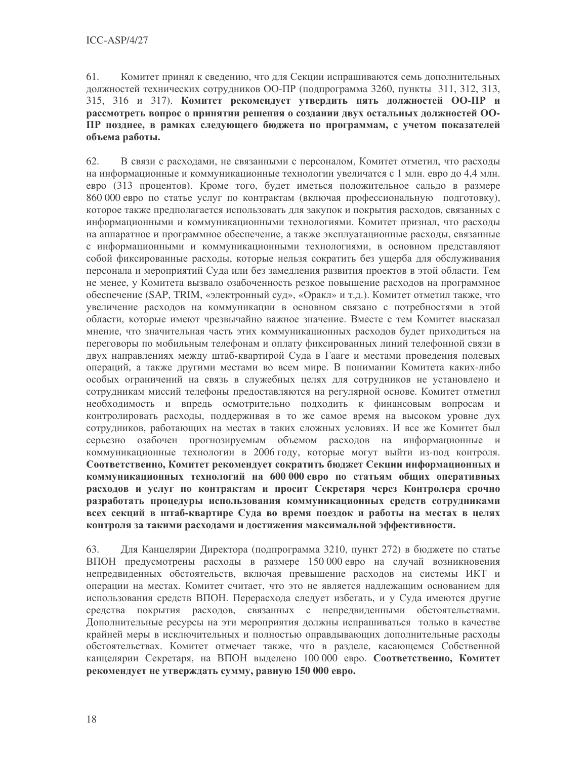61. Комитет принял к сведению, что для Секции испрашиваются семь дополнительных должностей технических сотрудников ОО-ПР (подпрограмма 3260, пункты 311, 312, 313, 315, 316 и 317). **Комитет рекомендует утвердить пять должностей ОО-ПР и рассмотреть вопрос о принятии решения о создании двух остальных должностей ОО-ПР позднее, в рамках следующего бюджета по программам, с учетом показателей объема работы.**

62. В связи с расходами, не связанными с персоналом, Комитет отметил, что расходы на информационные и коммуникационные технологии увеличатся с 1 млн. евро до 4,4 млн. евро (313 процентов). Кроме того, будет иметься положительное сальдо в размере 860 000 евро по статье услуг по контрактам (включая профессиональную подготовку), которое также предполагается использовать для закупок и покрытия расходов, связанных с информационными и коммуникационными технологиями. Комитет признал, что расходы на аппаратное и программное обеспечение, а также эксплуатационные расходы, связанные с информационными и коммуникационными технологиями, в основном представляют собой фиксированные расходы, которые нельзя сократить без ущерба для обслуживания персонала и мероприятий Суда или без замедления развития проектов в этой области. Тем не менее, у Комитета вызвало озабоченность резкое повышение расходов на программное обеспечение (SAP, TRIM, «электронный суд», «Оракл» и т.д.). Комитет отметил также, что увеличение расходов на коммуникации в основном связано с потребностями в этой области, которые имеют чрезвычайно важное значение. Вместе с тем Комитет высказал мнение, что значительная часть этих коммуникационных расходов будет приходиться на переговоры по мобильным телефонам и оплату фиксированных линий телефонной связи в двух направлениях между штаб-квартирой Суда в Гааге и местами проведения полевых операций, а также другими местами во всем мире. В понимании Комитета каких-либо особых ограничений на связь в служебных целях для сотрудников не установлено и сотрудникам миссий телефоны предоставляются на регулярной основе. Комитет отметил необходимость и впредь осмотрительно подходить к финансовым вопросам и контролировать расходы, поддерживая в то же самое время на высоком уровне дух сотрудников, работающих на местах в таких сложных условиях. И все же Комитет был серьезно озабочен прогнозируемым объемом расходов на информационные и коммуникационные технологии в 2006 году, которые могут выйти из-под контроля. **Соответственно, Комитет рекомендует сократить бюджет Секции информационных и коммуникационных технологий на 600 000 евро по статьям общих оперативных расходов и услуг по контрактам и просит Секретаря через Контролера срочно разработать процедуры использования коммуникационных средств сотрудниками всех секций в штаб-квартире Суда во время поездок и работы на местах в целях контроля за такими расходами и достижения максимальной эффективности.**

63. Для Канцелярии Директора (подпрограмма 3210, пункт 272) в бюджете по статье ВПОН предусмотрены расходы в размере 150 000 евро на случай возникновения непредвиденных обстоятельств, включая превышение расходов на системы ИКТ и операции на местах. Комитет считает, что это не является надлежащим основанием для использования средств ВПОН. Перерасхода следует избегать, и у Суда имеются другие средства покрытия расходов, связанных с непредвиденными обстоятельствами. Дополнительные ресурсы на эти мероприятия должны испрашиваться только в качестве крайней меры в исключительных и полностью оправдывающих дополнительные расходы обстоятельствах. Комитет отмечает также, что в разделе, касающемся Собственной канцелярии Секретаря, на ВПОН выделено 100 000 евро. **Соответственно, Комитет рекомендует не утверждать сумму, равную 150 000 евро.**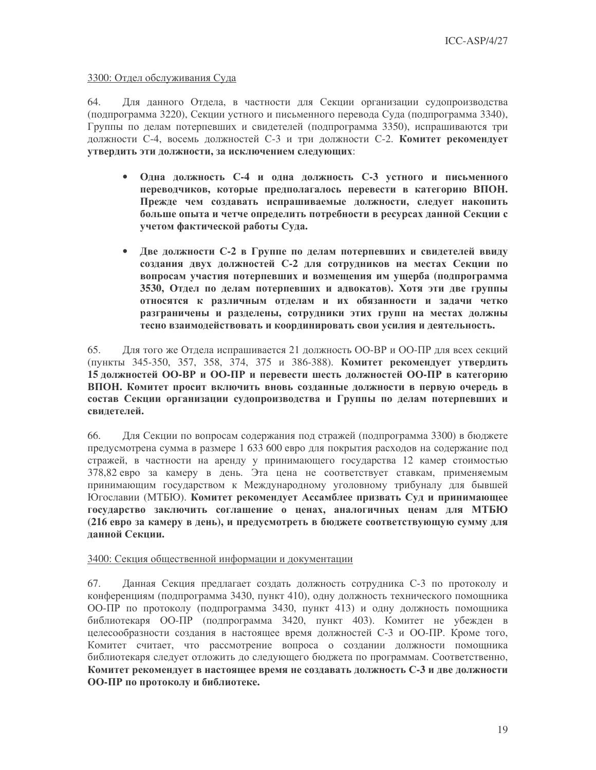3300: Отдел обслуживания Суда

64. Для данного Отдела, в частности для Секции организации судопроизводства (подпрограмма 3220), Секции устного и письменного перевода Суда (подпрограмма 3340), Группы по делам потерпевших и свидетелей (подпрограмма 3350), испрашиваются три должности С-4, восемь должностей С-3 и три должности С-2. **Комитет рекомендует утвердить эти должности, за исключением следующих**:

- **Одна должность С-4 и одна должность С-3 устного и письменного переводчиков, которые предполагалось перевести в категорию ВПОН. Прежде чем создавать испрашиваемые должности, следует накопить больше опыта и четче определить потребности в ресурсах данной Секции с учетом фактической работы Суда.**

- **Две должности С-2 в Группе по делам потерпевших и свидетелей ввиду создания двух должностей С-2 для сотрудников на местах Секции по вопросам участия потерпевших и возмещения им ущерба (подпрограмма 3530, Отдел по делам потерпевших и адвокатов). Хотя эти две группы относятся к различным отделам и их обязанности и задачи четко разграничены и разделены, сотрудники этих групп на местах должны тесно взаимодействовать и координировать свои усилия и деятельность.**

65. Для того же Отдела испрашивается 21 должность ОО-ВР и ОО-ПР для всех секций (пункты 345-350, 357, 358, 374, 375 и 386-388). **Комитет рекомендует утвердить 15 должностей ОО-ВР и ОО-ПР и перевести шесть должностей ОО-ПР в категорию ВПОН. Комитет просит включить вновь созданные должности в первую очередь в состав Секции организации судопроизводства и Группы по делам потерпевших и свидетелей.**

66. Для Секции по вопросам содержания под стражей (подпрограмма 3300) в бюджете предусмотрена сумма в размере 1 633 600 евро для покрытия расходов на содержание под стражей, в частности на аренду у принимающего государства 12 камер стоимостью 378,82 евро за камеру в день. Эта цена не соответствует ставкам, применяемым принимающим государством к Международному уголовному трибуналу для бывшей Югославии (МТБЮ). **Комитет рекомендует Ассамблее призвать Суд и принимающее государство заключить соглашение о ценах, аналогичных ценам для МТБЮ (216 евро за камеру в день), и предусмотреть в бюджете соответствующую сумму для данной Секции.**

3400: Секция общественной информации и документации

67. Данная Секция предлагает создать должность сотрудника С-3 по протоколу и конференциям (подпрограмма 3430, пункт 410), одну должность технического помощника ОО-ПР по протоколу (подпрограмма 3430, пункт 413) и одну должность помощника библиотекаря ОО-ПР (подпрограмма 3420, пункт 403). Комитет не убежден в целесообразности создания в настоящее время должностей С-3 и ОО-ПР. Кроме того, Комитет считает, что рассмотрение вопроса о создании должности помощника библиотекаря следует отложить до следующего бюджета по программам. Соответственно, **Комитет рекомендует в настоящее время не создавать должность С-3 и две должности ОО-ПР по протоколу и библиотеке.**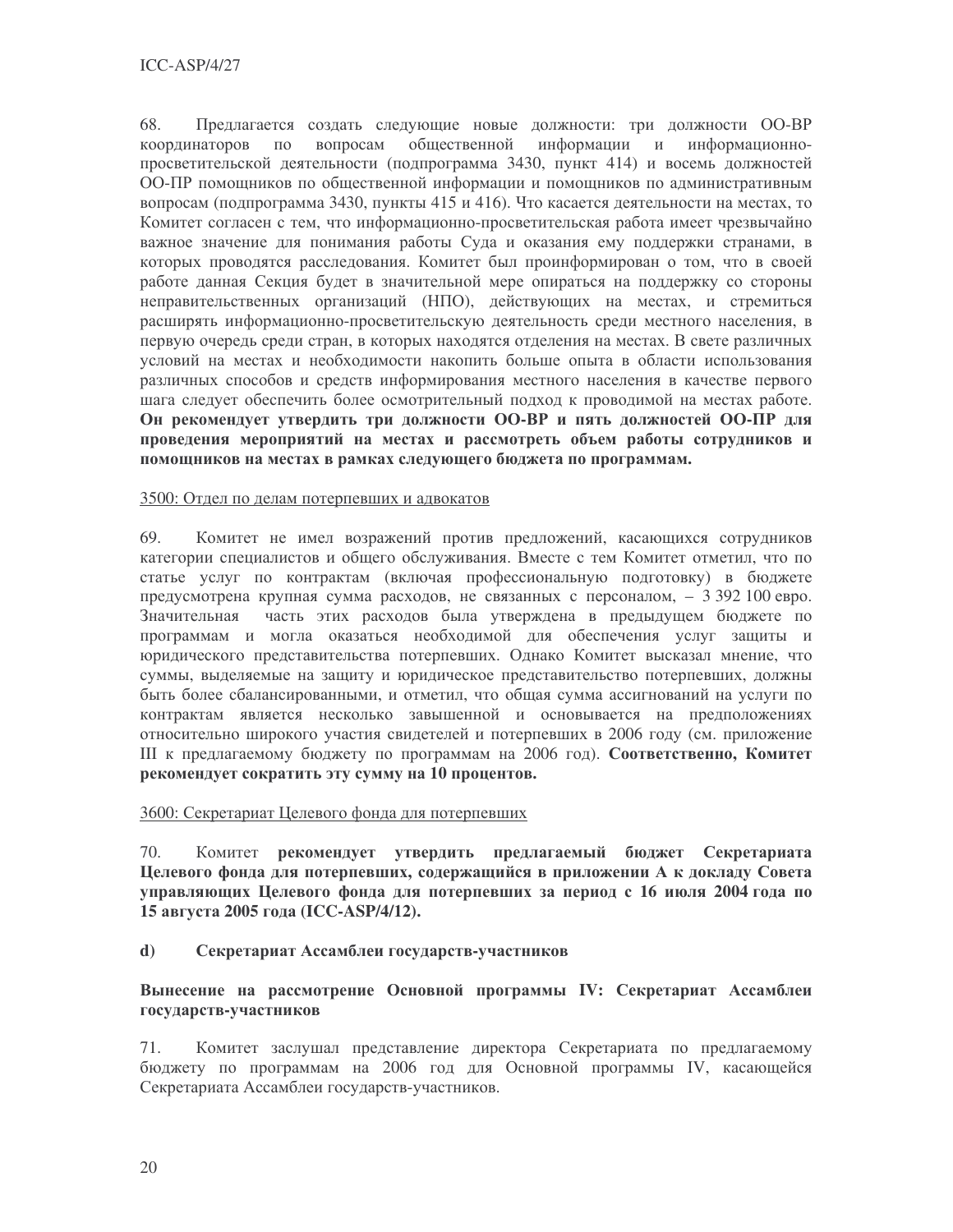68. Предлагается создать следующие новые должности: три должности ОО-ВР координаторов по вопросам общественной информации и информационно-просветительской деятельности (подпрограмма 3430, пункт 414) и восемь должностей ОО-ПР помощников по общественной информации и помощников по административным вопросам (подпрограмма 3430, пункты 415 и 416). Что касается деятельности на местах, то Комитет согласен с тем, что информационно-просветительская работа имеет чрезвычайно важное значение для понимания работы Суда и оказания ему поддержки странами, в которых проводятся расследования. Комитет был проинформирован о том, что в своей работе данная Секция будет в значительной мере опираться на поддержку со стороны неправительственных организаций (НПО), действующих на местах, и стремиться расширять информационно-просветительскую деятельность среди местного населения, в первую очередь среди стран, в которых находятся отделения на местах. В свете различных условий на местах и необходимости накопить больше опыта в области использования различных способов и средств информирования местного населения в качестве первого шага следует обеспечить более осмотрительный подход к проводимой на местах работе. **Он рекомендует утвердить три должности ОО-ВР и пять должностей ОО-ПР для проведения мероприятий на местах и рассмотреть объем работы сотрудников и помощников на местах в рамках следующего бюджета по программам.**

3500: Отдел по делам потерпевших и адвокатов

69. Комитет не имел возражений против предложений, касающихся сотрудников категории специалистов и общего обслуживания. Вместе с тем Комитет отметил, что по статье услуг по контрактам (включая профессиональную подготовку) в бюджете предусмотрена крупная сумма расходов, не связанных с персоналом, – 3 392 100 евро. Значительная часть этих расходов была утверждена в предыдущем бюджете по программам и могла оказаться необходимой для обеспечения услуг защиты и юридического представительства потерпевших. Однако Комитет высказал мнение, что суммы, выделяемые на защиту и юридическое представительство потерпевших, должны быть более сбалансированными, и отметил, что общая сумма ассигнований на услуги по контрактам является несколько завышенной и основывается на предположениях относительно широкого участия свидетелей и потерпевших в 2006 году (см. приложение III к предлагаемому бюджету по программам на 2006 год). **Соответственно, Комитет рекомендует сократить эту сумму на 10 процентов.**

3600: Секретариат Целевого фонда для потерпевших

70. Комитет **рекомендует утвердить предлагаемый бюджет Секретариата Целевого фонда для потерпевших, содержащийся в приложении А к докладу Совета управляющих Целевого фонда для потерпевших за период с 16 июля 2004 года по 15 августа 2005 года (ICC-ASP/4/12).**

### d) Секретариат Ассамблеи государств-участников

**Вынесение на рассмотрение Основной программы IV: Секретариат Ассамблеи государств-участников**

71. Комитет заслушал представление директора Секретариата по предлагаемому бюджету по программам на 2006 год для Основной программы IV, касающейся Секретариата Ассамблеи государств-участников.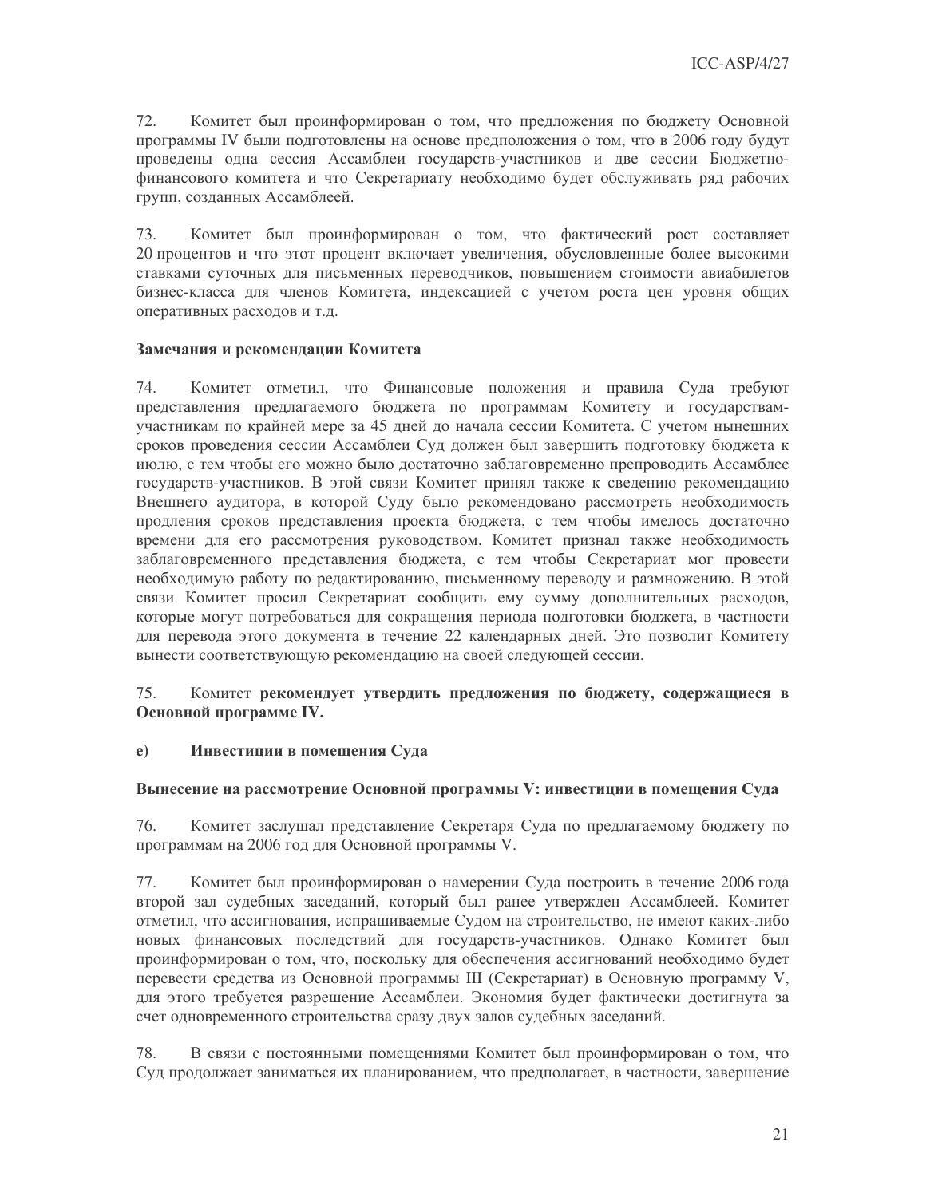72. Комитет был проинформирован о том, что предложения по бюджету Основной программы IV были подготовлены на основе предположения о том, что в 2006 году будут проведены одна сессия Ассамблеи государств-участников и две сессии Бюджетно-финансового комитета и что Секретариату необходимо будет обслуживать ряд рабочих групп, созданных Ассамблеей.

73. Комитет был проинформирован о том, что фактический рост составляет 20 процентов и что этот процент включает увеличения, обусловленные более высокими ставками суточных для письменных переводчиков, повышением стоимости авиабилетов бизнес-класса для членов Комитета, индексацией с учетом роста цен уровня общих оперативных расходов и т.д.

**Замечания и рекомендации Комитета**

74. Комитет отметил, что Финансовые положения и правила Суда требуют представления предлагаемого бюджета по программам Комитету и государствам-участникам по крайней мере за 45 дней до начала сессии Комитета. С учетом нынешних сроков проведения сессии Ассамблеи Суд должен был завершить подготовку бюджета к июлю, с тем чтобы его можно было достаточно заблаговременно препроводить Ассамблее государств-участников. В этой связи Комитет принял также к сведению рекомендацию Внешнего аудитора, в которой Суду было рекомендовано рассмотреть необходимость продления сроков представления проекта бюджета, с тем чтобы имелось достаточно времени для его рассмотрения руководством. Комитет признал также необходимость заблаговременного представления бюджета, с тем чтобы Секретариат мог провести необходимую работу по редактированию, письменному переводу и размножению. В этой связи Комитет просил Секретариат сообщить ему сумму дополнительных расходов, которые могут потребоваться для сокращения периода подготовки бюджета, в частности для перевода этого документа в течение 22 календарных дней. Это позволит Комитету вынести соответствующую рекомендацию на своей следующей сессии.

75. Комитет **рекомендует утвердить предложения по бюджету, содержащиеся в Основной программе IV.**

**e) Инвестиции в помещения Суда**

**Вынесение на рассмотрение Основной программы V: инвестиции в помещения Суда**

76. Комитет заслушал представление Секретаря Суда по предлагаемому бюджету по программам на 2006 год для Основной программы V.

77. Комитет был проинформирован о намерении Суда построить в течение 2006 года второй зал судебных заседаний, который был ранее утвержден Ассамблеей. Комитет отметил, что ассигнования, испрашиваемые Судом на строительство, не имеют каких-либо новых финансовых последствий для государств-участников. Однако Комитет был проинформирован о том, что, поскольку для обеспечения ассигнований необходимо будет перевести средства из Основной программы III (Секретариат) в Основную программу V, для этого требуется разрешение Ассамблеи. Экономия будет фактически достигнута за счет одновременного строительства сразу двух залов судебных заседаний.

78. В связи с постоянными помещениями Комитет был проинформирован о том, что Суд продолжает заниматься их планированием, что предполагает, в частности, завершение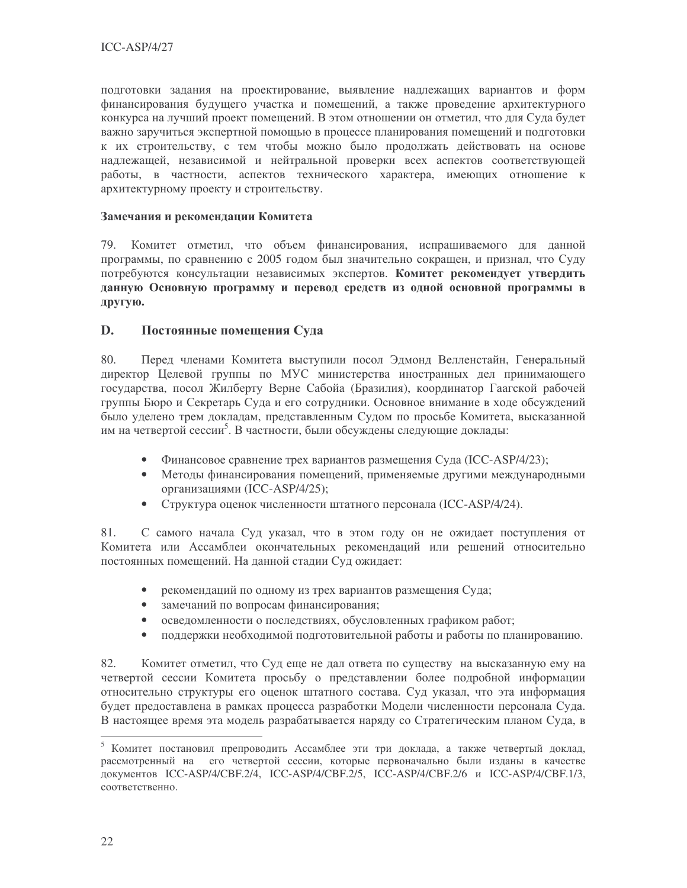подготовки задания на проектирование, выявление надлежащих вариантов и форм финансирования будущего участка и помещений, а также проведение архитектурного конкурса на лучший проект помещений. В этом отношении он отметил, что для Суда будет важно заручиться экспертной помощью в процессе планирования помещений и подготовки к их строительству, с тем чтобы можно было продолжать действовать на основе надлежащей, независимой и нейтральной проверки всех аспектов соответствующей работы, в частности, аспектов технического характера, имеющих отношение к архитектурному проекту и строительству.

**Замечания и рекомендации Комитета**

79. Комитет отметил, что объем финансирования, испрашиваемого для данной программы, по сравнению с 2005 годом был значительно сокращен, и признал, что Суду потребуются консультации независимых экспертов. **Комитет рекомендует утвердить данную Основную программу и перевод средств из одной основной программы в другую.**

## D. Постоянные помещения Суда

80. Перед членами Комитета выступили посол Эдмонд Велленстайн, Генеральный директор Целевой группы по МУС министерства иностранных дел принимающего государства, посол Жилберту Верне Сабойа (Бразилия), координатор Гаагской рабочей группы Бюро и Секретарь Суда и его сотрудники. Основное внимание в ходе обсуждений было уделено трем докладам, представленным Судом по просьбе Комитета, высказанной им на четвертой сессии[5]. В частности, были обсуждены следующие доклады:

- Финансовое сравнение трех вариантов размещения Суда (ICC-ASP/4/23);
- Методы финансирования помещений, применяемые другими международными организациями (ICC-ASP/4/25);
- Структура оценок численности штатного персонала (ICC-ASP/4/24).

81. С самого начала Суд указал, что в этом году он не ожидает поступления от Комитета или Ассамблеи окончательных рекомендаций или решений относительно постоянных помещений. На данной стадии Суд ожидает:

- рекомендаций по одному из трех вариантов размещения Суда;
- замечаний по вопросам финансирования;
- осведомленности о последствиях, обусловленных графиком работ;
- поддержки необходимой подготовительной работы и работы по планированию.

82. Комитет отметил, что Суд еще не дал ответа по существу на высказанную ему на четвертой сессии Комитета просьбу о представлении более подробной информации относительно структуры его оценок штатного состава. Суд указал, что эта информация будет предоставлена в рамках процесса разработки Модели численности персонала Суда. В настоящее время эта модель разрабатывается наряду со Стратегическим планом Суда, в

---

[5] Комитет постановил препроводить Ассамблее эти три доклада, а также четвертый доклад, рассмотренный на его четвертой сессии, которые первоначально были изданы в качестве документов ICC-ASP/4/CBF.2/4, ICC-ASP/4/CBF.2/5, ICC-ASP/4/CBF.2/6 и ICC-ASP/4/CBF.1/3, соответственно.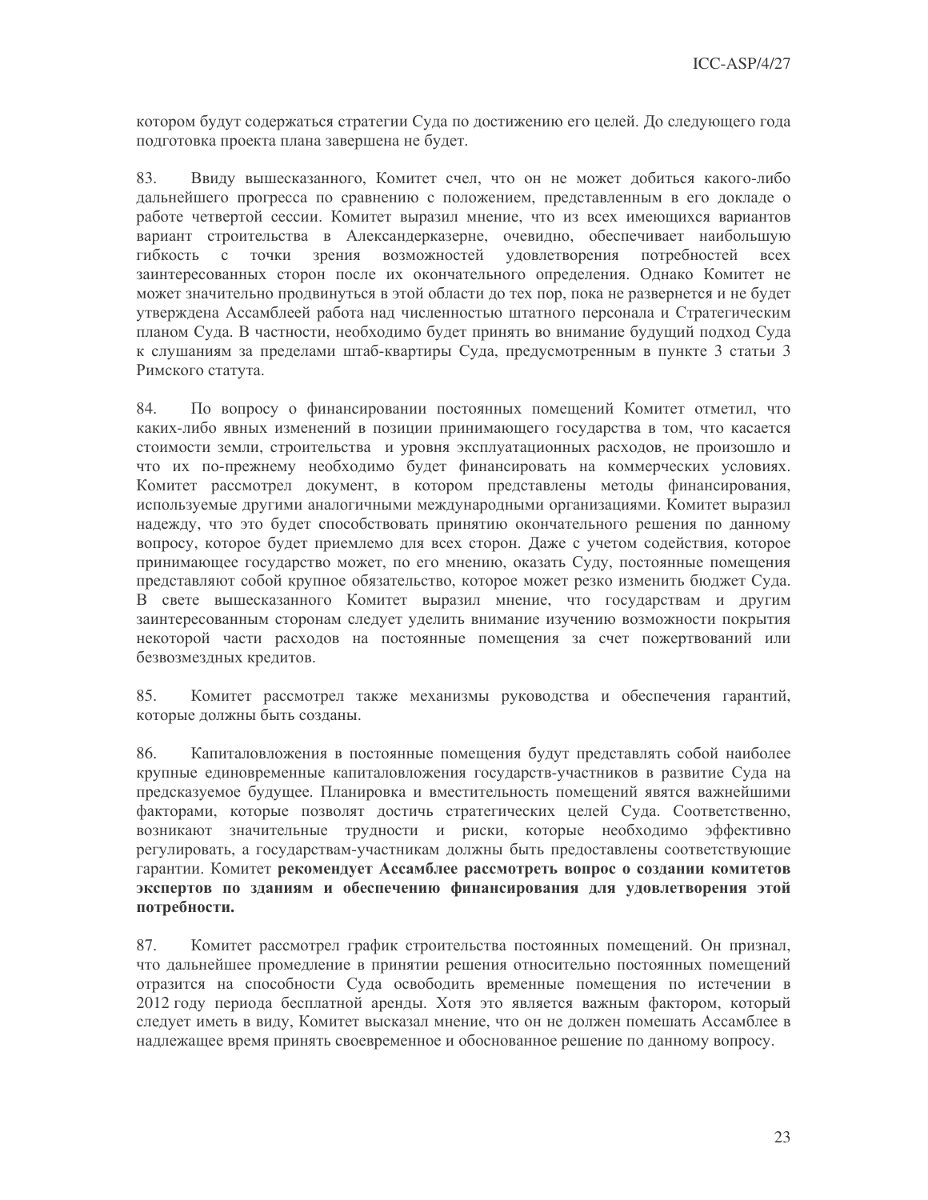котором будут содержаться стратегии Суда по достижению его целей. До следующего года подготовка проекта плана завершена не будет.

83. Ввиду вышесказанного, Комитет счел, что он не может добиться какого-либо дальнейшего прогресса по сравнению с положением, представленным в его докладе о работе четвертой сессии. Комитет выразил мнение, что из всех имеющихся вариантов вариант строительства в Александерказерне, очевидно, обеспечивает наибольшую гибкость с точки зрения возможностей удовлетворения потребностей всех заинтересованных сторон после их окончательного определения. Однако Комитет не может значительно продвинуться в этой области до тех пор, пока не развернется и не будет утверждена Ассамблеей работа над численностью штатного персонала и Стратегическим планом Суда. В частности, необходимо будет принять во внимание будущий подход Суда к слушаниям за пределами штаб-квартиры Суда, предусмотренным в пункте 3 статьи 3 Римского статута.

84. По вопросу о финансировании постоянных помещений Комитет отметил, что каких-либо явных изменений в позиции принимающего государства в том, что касается стоимости земли, строительства и уровня эксплуатационных расходов, не произошло и что их по-прежнему необходимо будет финансировать на коммерческих условиях. Комитет рассмотрел документ, в котором представлены методы финансирования, используемые другими аналогичными международными организациями. Комитет выразил надежду, что это будет способствовать принятию окончательного решения по данному вопросу, которое будет приемлемо для всех сторон. Даже с учетом содействия, которое принимающее государство может, по его мнению, оказать Суду, постоянные помещения представляют собой крупное обязательство, которое может резко изменить бюджет Суда. В свете вышесказанного Комитет выразил мнение, что государствам и другим заинтересованным сторонам следует уделить внимание изучению возможности покрытия некоторой части расходов на постоянные помещения за счет пожертвований или безвозмездных кредитов.

85. Комитет рассмотрел также механизмы руководства и обеспечения гарантий, которые должны быть созданы.

86. Капиталовложения в постоянные помещения будут представлять собой наиболее крупные единовременные капиталовложения государств-участников в развитие Суда на предсказуемое будущее. Планировка и вместительность помещений явятся важнейшими факторами, которые позволят достичь стратегических целей Суда. Соответственно, возникают значительные трудности и риски, которые необходимо эффективно регулировать, а государствам-участникам должны быть предоставлены соответствующие гарантии. Комитет **рекомендует Ассамблее рассмотреть вопрос о создании комитетов экспертов по зданиям и обеспечению финансирования для удовлетворения этой потребности.**

87. Комитет рассмотрел график строительства постоянных помещений. Он признал, что дальнейшее промедление в принятии решения относительно постоянных помещений отразится на способности Суда освободить временные помещения по истечении в 2012 году периода бесплатной аренды. Хотя это является важным фактором, который следует иметь в виду, Комитет высказал мнение, что он не должен помешать Ассамблее в надлежащее время принять своевременное и обоснованное решение по данному вопросу.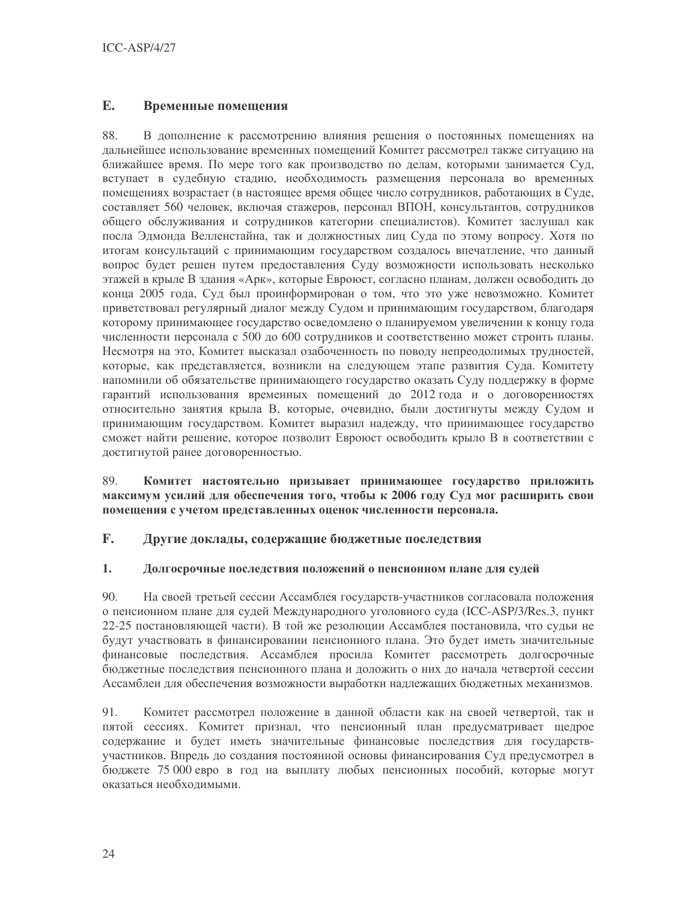## E. Временные помещения

88. В дополнение к рассмотрению влияния решения о постоянных помещениях на дальнейшее использование временных помещений Комитет рассмотрел также ситуацию на ближайшее время. По мере того как производство по делам, которыми занимается Суд, вступает в судебную стадию, необходимость размещения персонала во временных помещениях возрастает (в настоящее время общее число сотрудников, работающих в Суде, составляет 560 человек, включая стажеров, персонал ВПОН, консультантов, сотрудников общего обслуживания и сотрудников категории специалистов). Комитет заслушал как посла Эдмонда Велленстайна, так и должностных лиц Суда по этому вопросу. Хотя по итогам консультаций с принимающим государством создалось впечатление, что данный вопрос будет решен путем предоставления Суду возможности использовать несколько этажей в крыле B здания «Арк», которые Евроюст, согласно планам, должен освободить до конца 2005 года, Суд был проинформирован о том, что это уже невозможно. Комитет приветствовал регулярный диалог между Судом и принимающим государством, благодаря которому принимающее государство осведомлено о планируемом увеличении к концу года численности персонала с 500 до 600 сотрудников и соответственно может строить планы. Несмотря на это, Комитет высказал озабоченность по поводу непреодолимых трудностей, которые, как представляется, возникли на следующем этапе развития Суда. Комитету напомнили об обязательстве принимающего государство оказать Суду поддержку в форме гарантий использования временных помещений до 2012 года и о договоренностях относительно занятия крыла B, которые, очевидно, были достигнуты между Судом и принимающим государством. Комитет выразил надежду, что принимающее государство сможет найти решение, которое позволит Евроюст освободить крыло B в соответствии с достигнутой ранее договоренностью.

89. **Комитет настоятельно призывает принимающее государство приложить максимум усилий для обеспечения того, чтобы к 2006 году Суд мог расширить свои помещения с учетом представленных оценок численности персонала.**

## F. Другие доклады, содержащие бюджетные последствия

### 1. Долгосрочные последствия положений о пенсионном плане для судей

90. На своей третьей сессии Ассамблея государств-участников согласовала положения о пенсионном плане для судей Международного уголовного суда (ICC-ASP/3/Res.3, пункт 22-25 постановляющей части). В той же резолюции Ассамблея постановила, что судьи не будут участвовать в финансировании пенсионного плана. Это будет иметь значительные финансовые последствия. Ассамблея просила Комитет рассмотреть долгосрочные бюджетные последствия пенсионного плана и доложить о них до начала четвертой сессии Ассамблеи для обеспечения возможности выработки надлежащих бюджетных механизмов.

91. Комитет рассмотрел положение в данной области как на своей четвертой, так и пятой сессиях. Комитет признал, что пенсионный план предусматривает щедрое содержание и будет иметь значительные финансовые последствия для государств-участников. Впредь до создания постоянной основы финансирования Суд предусмотрел в бюджете 75 000 евро в год на выплату любых пенсионных пособий, которые могут оказаться необходимыми.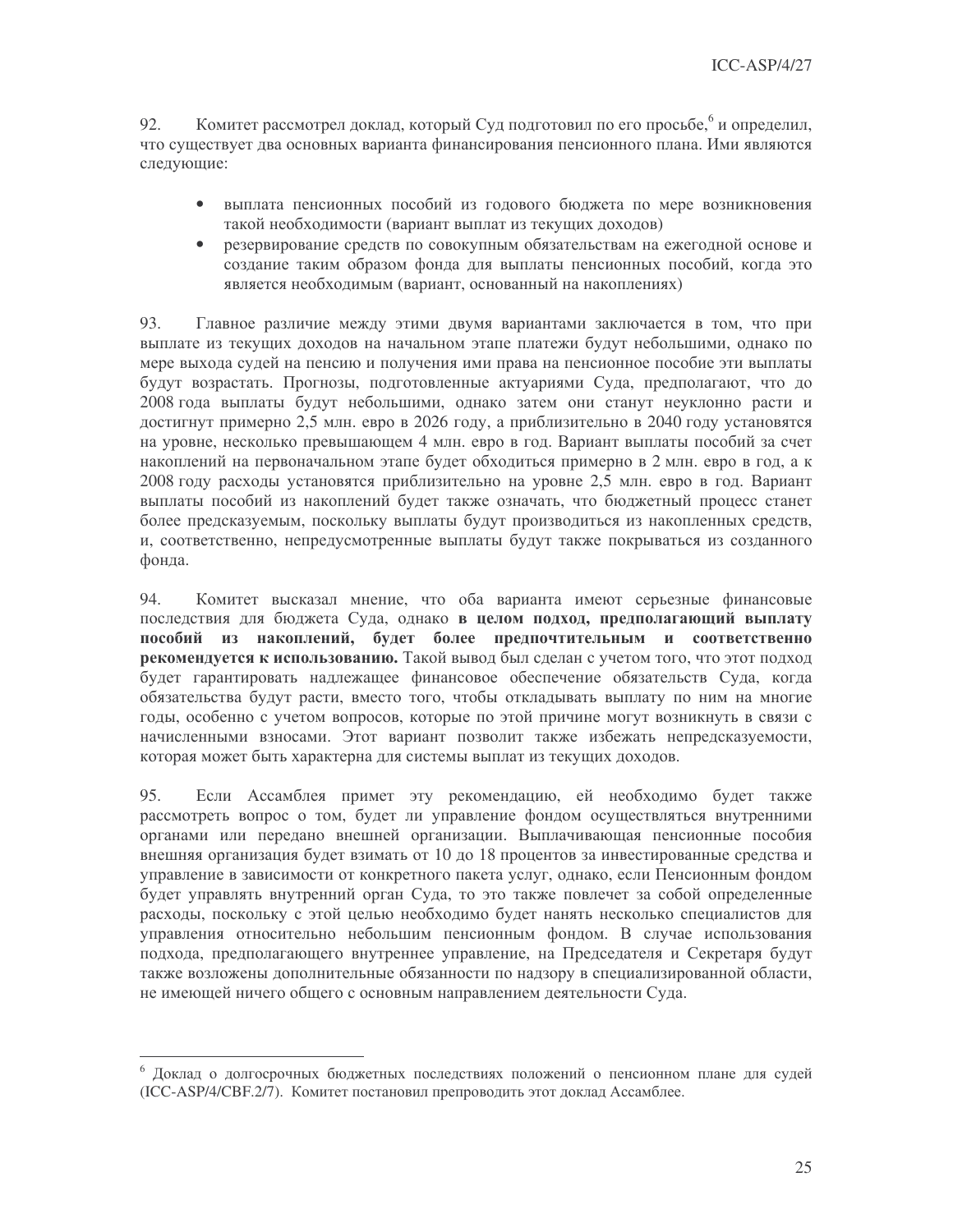92. Комитет рассмотрел доклад, который Суд подготовил по его просьбе,[6] и определил, что существует два основных варианта финансирования пенсионного плана. Ими являются следующие:

- выплата пенсионных пособий из годового бюджета по мере возникновения такой необходимости (вариант выплат из текущих доходов)
- резервирование средств по совокупным обязательствам на ежегодной основе и создание таким образом фонда для выплаты пенсионных пособий, когда это является необходимым (вариант, основанный на накоплениях)

93. Главное различие между этими двумя вариантами заключается в том, что при выплате из текущих доходов на начальном этапе платежи будут небольшими, однако по мере выхода судей на пенсию и получения ими права на пенсионное пособие эти выплаты будут возрастать. Прогнозы, подготовленные актуариями Суда, предполагают, что до 2008 года выплаты будут небольшими, однако затем они станут неуклонно расти и достигнут примерно 2,5 млн. евро в 2026 году, а приблизительно в 2040 году установятся на уровне, несколько превышающем 4 млн. евро в год. Вариант выплаты пособий за счет накоплений на первоначальном этапе будет обходиться примерно в 2 млн. евро в год, а к 2008 году расходы установятся приблизительно на уровне 2,5 млн. евро в год. Вариант выплаты пособий из накоплений будет также означать, что бюджетный процесс станет более предсказуемым, поскольку выплаты будут производиться из накопленных средств, и, соответственно, непредусмотренные выплаты будут также покрываться из созданного фонда.

94. Комитет высказал мнение, что оба варианта имеют серьезные финансовые последствия для бюджета Суда, однако **в целом подход, предполагающий выплату пособий из накоплений, будет более предпочтительным и соответственно рекомендуется к использованию.** Такой вывод был сделан с учетом того, что этот подход будет гарантировать надлежащее финансовое обеспечение обязательств Суда, когда обязательства будут расти, вместо того, чтобы откладывать выплату по ним на многие годы, особенно с учетом вопросов, которые по этой причине могут возникнуть в связи с начисленными взносами. Этот вариант позволит также избежать непредсказуемости, которая может быть характерна для системы выплат из текущих доходов.

95. Если Ассамблея примет эту рекомендацию, ей необходимо будет также рассмотреть вопрос о том, будет ли управление фондом осуществляться внутренними органами или передано внешней организации. Выплачивающая пенсионные пособия внешняя организация будет взимать от 10 до 18 процентов за инвестированные средства и управление в зависимости от конкретного пакета услуг, однако, если Пенсионным фондом будет управлять внутренний орган Суда, то это также повлечет за собой определенные расходы, поскольку с этой целью необходимо будет нанять несколько специалистов для управления относительно небольшим пенсионным фондом. В случае использования подхода, предполагающего внутреннее управление, на Председателя и Секретаря будут также возложены дополнительные обязанности по надзору в специализированной области, не имеющей ничего общего с основным направлением деятельности Суда.

---

[6] Доклад о долгосрочных бюджетных последствиях положений о пенсионном плане для судей (ICC-ASP/4/CBF.2/7). Комитет постановил препроводить этот доклад Ассамблее.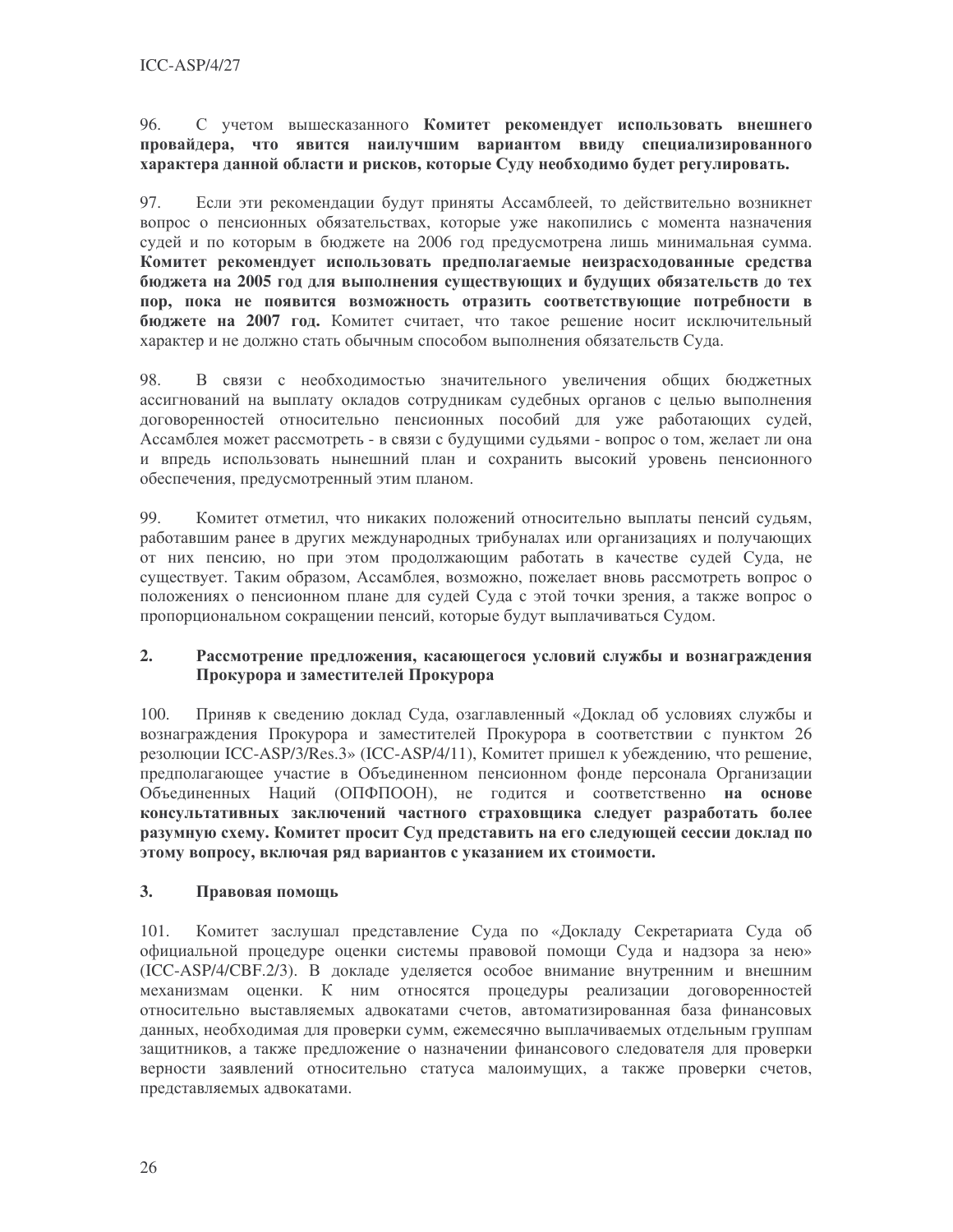96. С учетом вышесказанного **Комитет рекомендует использовать внешнего провайдера, что явится наилучшим вариантом ввиду специализированного характера данной области и рисков, которые Суду необходимо будет регулировать.**

97. Если эти рекомендации будут приняты Ассамблеей, то действительно возникнет вопрос о пенсионных обязательствах, которые уже накопились с момента назначения судей и по которым в бюджете на 2006 год предусмотрена лишь минимальная сумма. **Комитет рекомендует использовать предполагаемые неизрасходованные средства бюджета на 2005 год для выполнения существующих и будущих обязательств до тех пор, пока не появится возможность отразить соответствующие потребности в бюджете на 2007 год.** Комитет считает, что такое решение носит исключительный характер и не должно стать обычным способом выполнения обязательств Суда.

98. В связи с необходимостью значительного увеличения общих бюджетных ассигнований на выплату окладов сотрудникам судебных органов с целью выполнения договоренностей относительно пенсионных пособий для уже работающих судей, Ассамблея может рассмотреть - в связи с будущими судьями - вопрос о том, желает ли она и впредь использовать нынешний план и сохранить высокий уровень пенсионного обеспечения, предусмотренный этим планом.

99. Комитет отметил, что никаких положений относительно выплаты пенсий судьям, работавшим ранее в других международных трибуналах или организациях и получающих от них пенсию, но при этом продолжающим работать в качестве судей Суда, не существует. Таким образом, Ассамблея, возможно, пожелает вновь рассмотреть вопрос о положениях о пенсионном плане для судей Суда с этой точки зрения, а также вопрос о пропорциональном сокращении пенсий, которые будут выплачиваться Судом.

### 2. Рассмотрение предложения, касающегося условий службы и вознаграждения Прокурора и заместителей Прокурора

100. Приняв к сведению доклад Суда, озаглавленный «Доклад об условиях службы и вознаграждения Прокурора и заместителей Прокурора в соответствии с пунктом 26 резолюции ICC-ASP/3/Res.3» (ICC-ASP/4/11), Комитет пришел к убеждению, что решение, предполагающее участие в Объединенном пенсионном фонде персонала Организации Объединенных Наций (ОПФПООН), не годится и соответственно **на основе консультативных заключений частного страховщика следует разработать более разумную схему. Комитет просит Суд представить на его следующей сессии доклад по этому вопросу, включая ряд вариантов с указанием их стоимости.**

### 3. Правовая помощь

101. Комитет заслушал представление Суда по «Докладу Секретариата Суда об официальной процедуре оценки системы правовой помощи Суда и надзора за нею» (ICC-ASP/4/CBF.2/3). В докладе уделяется особое внимание внутренним и внешним механизмам оценки. К ним относятся процедуры реализации договоренностей относительно выставляемых адвокатами счетов, автоматизированная база финансовых данных, необходимая для проверки сумм, ежемесячно выплачиваемых отдельным группам защитников, а также предложение о назначении финансового следователя для проверки верности заявлений относительно статуса малоимущих, а также проверки счетов, представляемых адвокатами.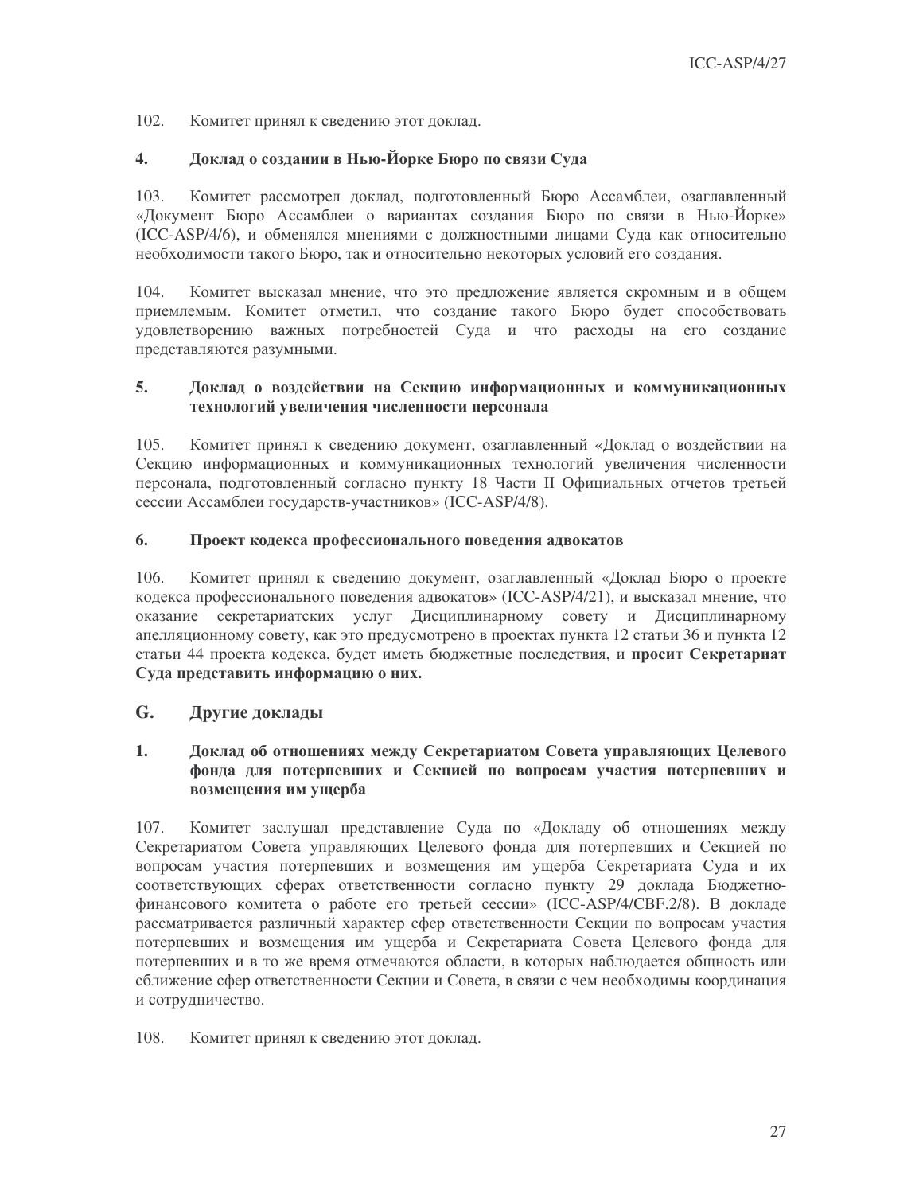102. Комитет принял к сведению этот доклад.

### 4. Доклад о создании в Нью-Йорке Бюро по связи Суда

103. Комитет рассмотрел доклад, подготовленный Бюро Ассамблеи, озаглавленный «Документ Бюро Ассамблеи о вариантах создания Бюро по связи в Нью-Йорке» (ICC-ASP/4/6), и обменялся мнениями с должностными лицами Суда как относительно необходимости такого Бюро, так и относительно некоторых условий его создания.

104. Комитет высказал мнение, что это предложение является скромным и в общем приемлемым. Комитет отметил, что создание такого Бюро будет способствовать удовлетворению важных потребностей Суда и что расходы на его создание представляются разумными.

### 5. Доклад о воздействии на Секцию информационных и коммуникационных технологий увеличения численности персонала

105. Комитет принял к сведению документ, озаглавленный «Доклад о воздействии на Секцию информационных и коммуникационных технологий увеличения численности персонала, подготовленный согласно пункту 18 Части II Официальных отчетов третьей сессии Ассамблеи государств-участников» (ICC-ASP/4/8).

### 6. Проект кодекса профессионального поведения адвокатов

106. Комитет принял к сведению документ, озаглавленный «Доклад Бюро о проекте кодекса профессионального поведения адвокатов» (ICC-ASP/4/21), и высказал мнение, что оказание секретариатских услуг Дисциплинарному совету и Дисциплинарному апелляционному совету, как это предусмотрено в проектах пункта 12 статьи 36 и пункта 12 статьи 44 проекта кодекса, будет иметь бюджетные последствия, и **просит Секретариат Суда представить информацию о них.**

## G. Другие доклады

### 1. Доклад об отношениях между Секретариатом Совета управляющих Целевого фонда для потерпевших и Секцией по вопросам участия потерпевших и возмещения им ущерба

107. Комитет заслушал представление Суда по «Докладу об отношениях между Секретариатом Совета управляющих Целевого фонда для потерпевших и Секцией по вопросам участия потерпевших и возмещения им ущерба Секретариата Суда и их соответствующих сферах ответственности согласно пункту 29 доклада Бюджетно-финансового комитета о работе его третьей сессии» (ICC-ASP/4/CBF.2/8). В докладе рассматривается различный характер сфер ответственности Секции по вопросам участия потерпевших и возмещения им ущерба и Секретариата Совета Целевого фонда для потерпевших и в то же время отмечаются области, в которых наблюдается общность или сближение сфер ответственности Секции и Совета, в связи с чем необходимы координация и сотрудничество.

108. Комитет принял к сведению этот доклад.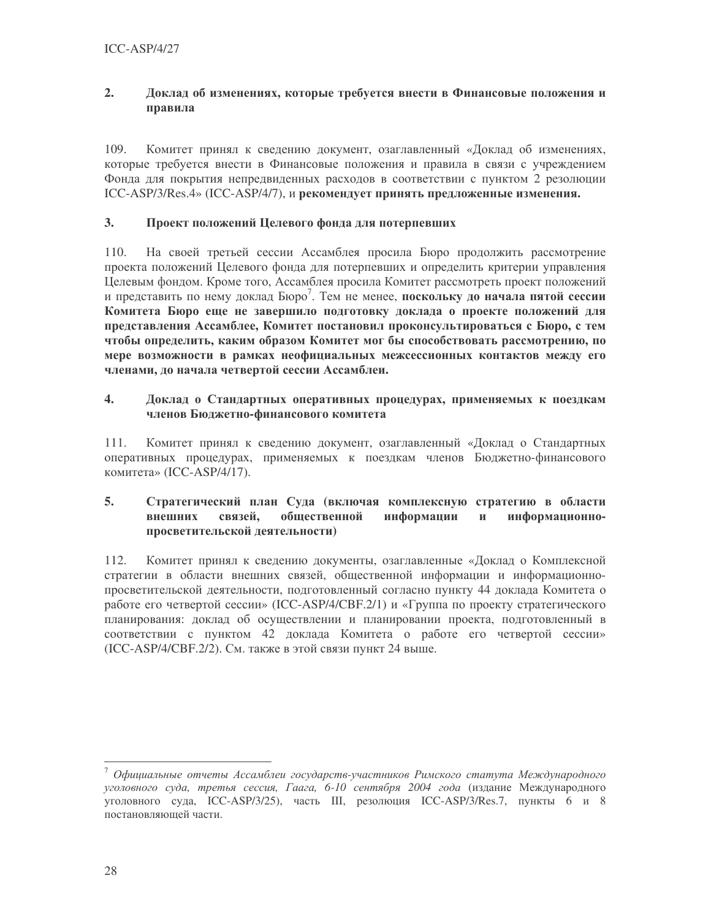### 2. Доклад об изменениях, которые требуется внести в Финансовые положения и правила

109. Комитет принял к сведению документ, озаглавленный «Доклад об изменениях, которые требуется внести в Финансовые положения и правила в связи с учреждением Фонда для покрытия непредвиденных расходов в соответствии с пунктом 2 резолюции ICC-ASP/3/Res.4» (ICC-ASP/4/7), и **рекомендует принять предложенные изменения.**

### 3. Проект положений Целевого фонда для потерпевших

110. На своей третьей сессии Ассамблея просила Бюро продолжить рассмотрение проекта положений Целевого фонда для потерпевших и определить критерии управления Целевым фондом. Кроме того, Ассамблея просила Комитет рассмотреть проект положений и представить по нему доклад Бюро[7]. Тем не менее, **поскольку до начала пятой сессии Комитета Бюро еще не завершило подготовку доклада о проекте положений для представления Ассамблее, Комитет постановил проконсультироваться с Бюро, с тем чтобы определить, каким образом Комитет мог бы способствовать рассмотрению, по мере возможности в рамках неофициальных межсессионных контактов между его членами, до начала четвертой сессии Ассамблеи.**

### 4. Доклад о Стандартных оперативных процедурах, применяемых к поездкам членов Бюджетно-финансового комитета

111. Комитет принял к сведению документ, озаглавленный «Доклад о Стандартных оперативных процедурах, применяемых к поездкам членов Бюджетно-финансового комитета» (ICC-ASP/4/17).

### 5. Стратегический план Суда (включая комплексную стратегию в области внешних связей, общественной информации и информационно-просветительской деятельности)

112. Комитет принял к сведению документы, озаглавленные «Доклад о Комплексной стратегии в области внешних связей, общественной информации и информационно-просветительской деятельности, подготовленный согласно пункту 44 доклада Комитета о работе его четвертой сессии» (ICC-ASP/4/CBF.2/1) и «Группа по проекту стратегического планирования: доклад об осуществлении и планировании проекта, подготовленный в соответствии с пунктом 42 доклада Комитета о работе его четвертой сессии» (ICC-ASP/4/CBF.2/2). См. также в этой связи пункт 24 выше.

---

[7] *Официальные отчеты Ассамблеи государств-участников Римского статута Международного уголовного суда, третья сессия, Гаага, 6-10 сентября 2004 года* (издание Международного уголовного суда, ICC-ASP/3/25), часть III, резолюция ICC-ASP/3/Res.7, пункты 6 и 8 постановляющей части.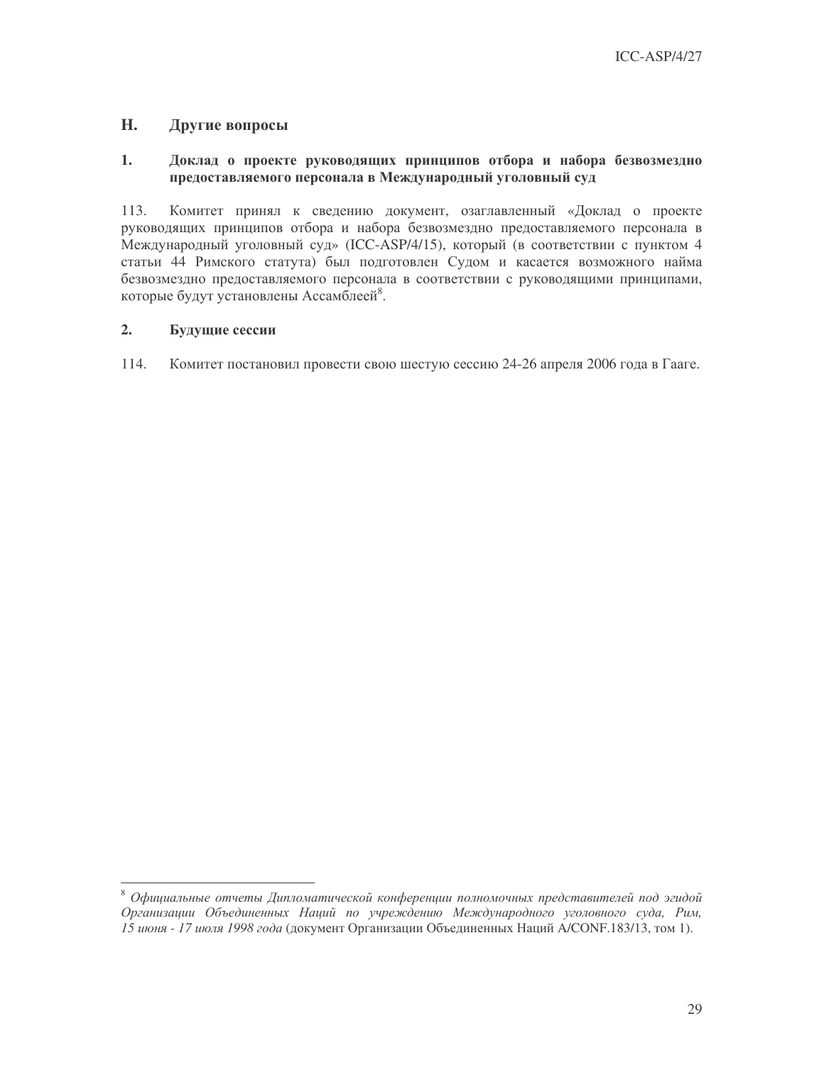## H. Другие вопросы

### 1. Доклад о проекте руководящих принципов отбора и набора безвозмездно предоставляемого персонала в Международный уголовный суд

113. Комитет принял к сведению документ, озаглавленный «Доклад о проекте руководящих принципов отбора и набора безвозмездно предоставляемого персонала в Международный уголовный суд» (ICC-ASP/4/15), который (в соответствии с пунктом 4 статьи 44 Римского статута) был подготовлен Судом и касается возможного найма безвозмездно предоставляемого персонала в соответствии с руководящими принципами, которые будут установлены Ассамблеей[8].

### 2. Будущие сессии

114. Комитет постановил провести свою шестую сессию 24-26 апреля 2006 года в Гааге.

---

[8] *Официальные отчеты Дипломатической конференции полномочных представителей под эгидой Организации Объединенных Наций по учреждению Международного уголовного суда, Рим, 15 июня - 17 июля 1998 года* (документ Организации Объединенных Наций A/CONF.183/13, том 1).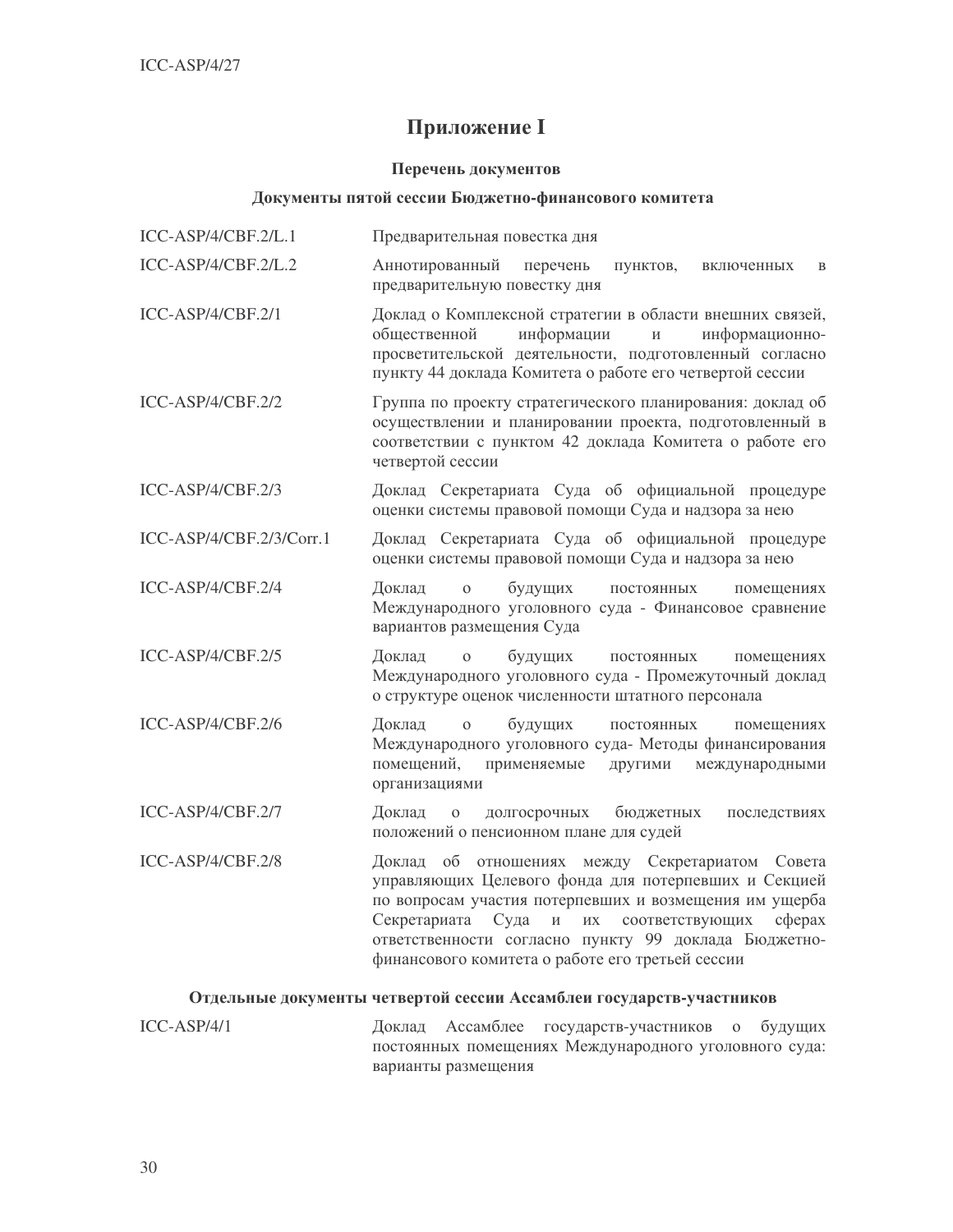# Приложение I

### Перечень документов

### Документы пятой сессии Бюджетно-финансового комитета

| | |
|---|---|
| ICC-ASP/4/CBF.2/L.1 | Предварительная повестка дня |
| ICC-ASP/4/CBF.2/L.2 | Аннотированный перечень пунктов, включенных в предварительную повестку дня |
| ICC-ASP/4/CBF.2/1 | Доклад о Комплексной стратегии в области внешних связей, общественной информации и информационно-просветительской деятельности, подготовленный согласно пункту 44 доклада Комитета о работе его четвертой сессии |
| ICC-ASP/4/CBF.2/2 | Группа по проекту стратегического планирования: доклад об осуществлении и планировании проекта, подготовленный в соответствии с пунктом 42 доклада Комитета о работе его четвертой сессии |
| ICC-ASP/4/CBF.2/3 | Доклад Секретариата Суда об официальной процедуре оценки системы правовой помощи Суда и надзора за нею |
| ICC-ASP/4/CBF.2/3/Corr.1 | Доклад Секретариата Суда об официальной процедуре оценки системы правовой помощи Суда и надзора за нею |
| ICC-ASP/4/CBF.2/4 | Доклад о будущих постоянных помещениях Международного уголовного суда - Финансовое сравнение вариантов размещения Суда |
| ICC-ASP/4/CBF.2/5 | Доклад о будущих постоянных помещениях Международного уголовного суда - Промежуточный доклад о структуре оценок численности штатного персонала |
| ICC-ASP/4/CBF.2/6 | Доклад о будущих постоянных помещениях Международного уголовного суда- Методы финансирования помещений, применяемые другими международными организациями |
| ICC-ASP/4/CBF.2/7 | Доклад о долгосрочных бюджетных последствиях положений о пенсионном плане для судей |
| ICC-ASP/4/CBF.2/8 | Доклад об отношениях между Секретариатом Совета управляющих Целевого фонда для потерпевших и Секцией по вопросам участия потерпевших и возмещения им ущерба Секретариата Суда и их соответствующих сферах ответственности согласно пункту 99 доклада Бюджетно-финансового комитета о работе его третьей сессии |

### Отдельные документы четвертой сессии Ассамблеи государств-участников

| | |
|---|---|
| ICC-ASP/4/1 | Доклад Ассамблее государств-участников о будущих постоянных помещениях Международного уголовного суда: варианты размещения |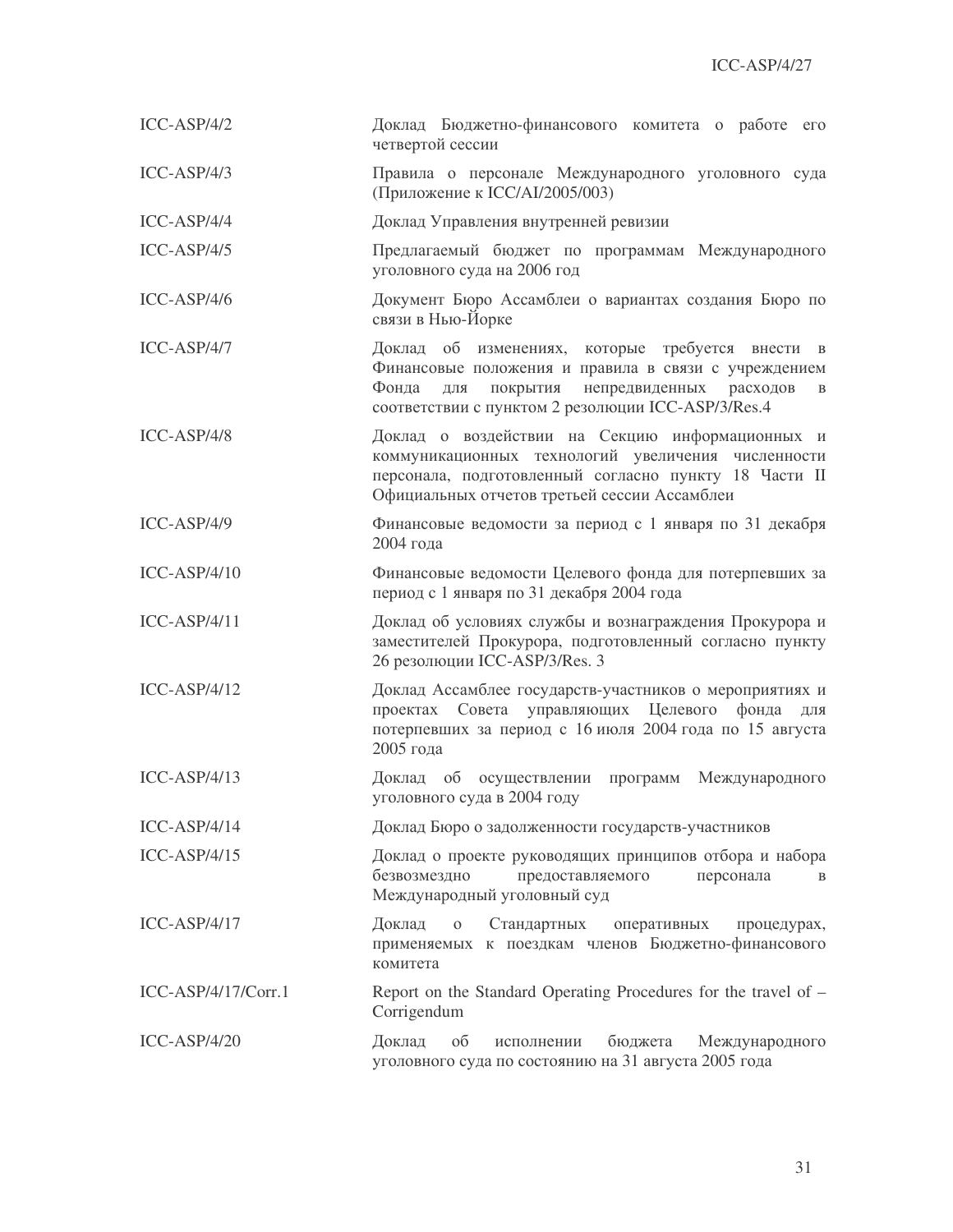| | |
|---|---|
| ICC-ASP/4/2 | Доклад Бюджетно-финансового комитета о работе его четвертой сессии |
| ICC-ASP/4/3 | Правила о персонале Международного уголовного суда (Приложение к ICC/AI/2005/003) |
| ICC-ASP/4/4 | Доклад Управления внутренней ревизии |
| ICC-ASP/4/5 | Предлагаемый бюджет по программам Международного уголовного суда на 2006 год |
| ICC-ASP/4/6 | Документ Бюро Ассамблеи о вариантах создания Бюро по связи в Нью-Йорке |
| ICC-ASP/4/7 | Доклад об изменениях, которые требуется внести в Финансовые положения и правила в связи с учреждением Фонда для покрытия непредвиденных расходов в соответствии с пунктом 2 резолюции ICC-ASP/3/Res.4 |
| ICC-ASP/4/8 | Доклад о воздействии на Секцию информационных и коммуникационных технологий увеличения численности персонала, подготовленный согласно пункту 18 Части II Официальных отчетов третьей сессии Ассамблеи |
| ICC-ASP/4/9 | Финансовые ведомости за период с 1 января по 31 декабря 2004 года |
| ICC-ASP/4/10 | Финансовые ведомости Целевого фонда для потерпевших за период с 1 января по 31 декабря 2004 года |
| ICC-ASP/4/11 | Доклад об условиях службы и вознаграждения Прокурора и заместителей Прокурора, подготовленный согласно пункту 26 резолюции ICC-ASP/3/Res. 3 |
| ICC-ASP/4/12 | Доклад Ассамблее государств-участников о мероприятиях и проектах Совета управляющих Целевого фонда для потерпевших за период с 16 июля 2004 года по 15 августа 2005 года |
| ICC-ASP/4/13 | Доклад об осуществлении программ Международного уголовного суда в 2004 году |
| ICC-ASP/4/14 | Доклад Бюро о задолженности государств-участников |
| ICC-ASP/4/15 | Доклад о проекте руководящих принципов отбора и набора безвозмездно предоставляемого персонала в Международный уголовный суд |
| ICC-ASP/4/17 | Доклад о Стандартных оперативных процедурах, применяемых к поездкам членов Бюджетно-финансового комитета |
| ICC-ASP/4/17/Corr.1 | Report on the Standard Operating Procedures for the travel of – Corrigendum |
| ICC-ASP/4/20 | Доклад об исполнении бюджета Международного уголовного суда по состоянию на 31 августа 2005 года |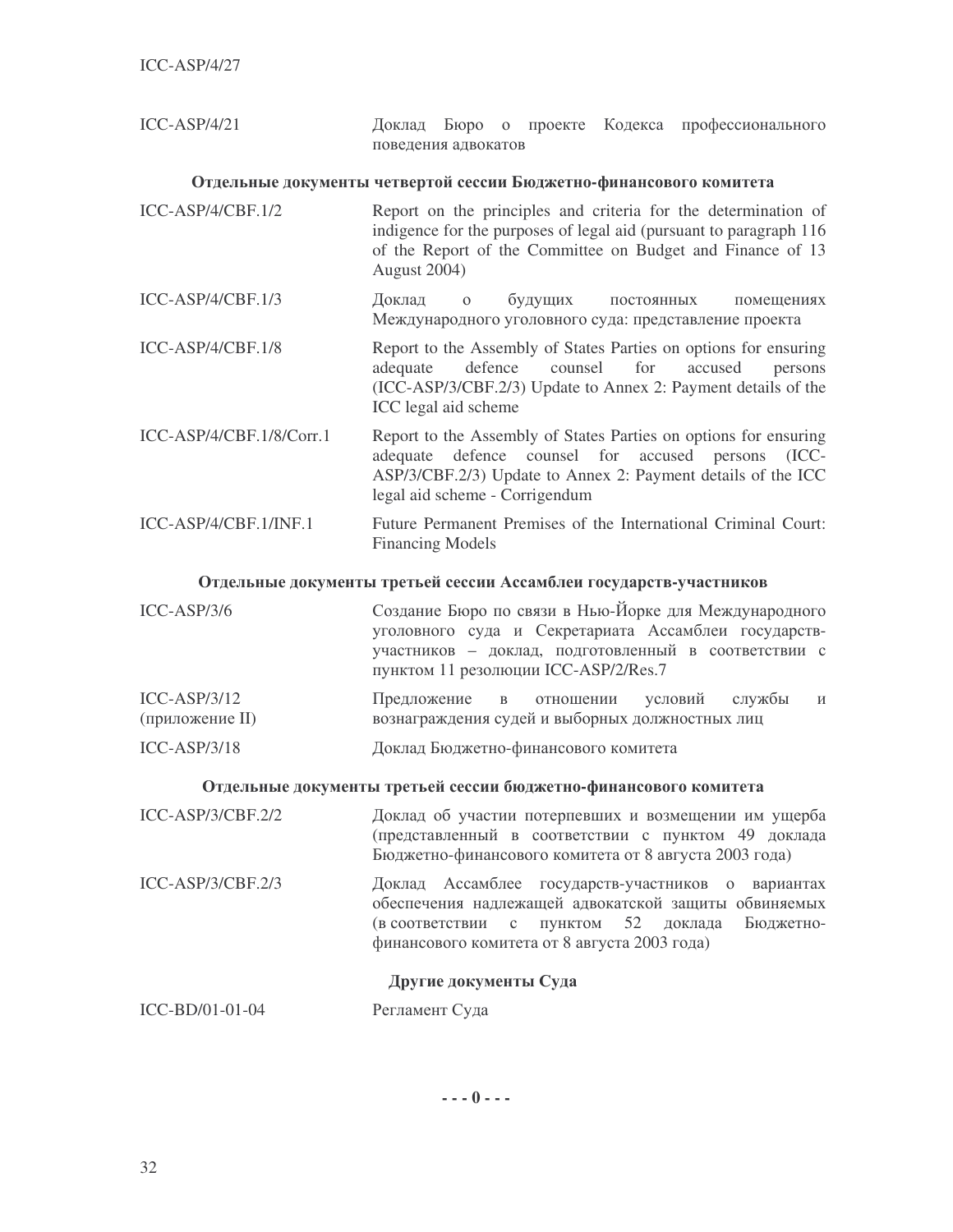| | |
|---|---|
| ICC-ASP/4/21 | Доклад Бюро о проекте Кодекса профессионального поведения адвокатов |

**Отдельные документы четвертой сессии Бюджетно-финансового комитета**

| | |
|---|---|
| ICC-ASP/4/CBF.1/2 | Report on the principles and criteria for the determination of indigence for the purposes of legal aid (pursuant to paragraph 116 of the Report of the Committee on Budget and Finance of 13 August 2004) |
| ICC-ASP/4/CBF.1/3 | Доклад о будущих постоянных помещениях Международного уголовного суда: представление проекта |
| ICC-ASP/4/CBF.1/8 | Report to the Assembly of States Parties on options for ensuring adequate defence counsel for accused persons (ICC-ASP/3/CBF.2/3) Update to Annex 2: Payment details of the ICC legal aid scheme |
| ICC-ASP/4/CBF.1/8/Corr.1 | Report to the Assembly of States Parties on options for ensuring adequate defence counsel for accused persons (ICC-ASP/3/CBF.2/3) Update to Annex 2: Payment details of the ICC legal aid scheme - Corrigendum |
| ICC-ASP/4/CBF.1/INF.1 | Future Permanent Premises of the International Criminal Court: Financing Models |

**Отдельные документы третьей сессии Ассамблеи государств-участников**

| | |
|---|---|
| ICC-ASP/3/6 | Создание Бюро по связи в Нью-Йорке для Международного уголовного суда и Секретариата Ассамблеи государств-участников – доклад, подготовленный в соответствии с пунктом 11 резолюции ICC-ASP/2/Res.7 |
| ICC-ASP/3/12 (приложение II) | Предложение в отношении условий службы и вознаграждения судей и выборных должностных лиц |
| ICC-ASP/3/18 | Доклад Бюджетно-финансового комитета |

**Отдельные документы третьей сессии бюджетно-финансового комитета**

| | |
|---|---|
| ICC-ASP/3/CBF.2/2 | Доклад об участии потерпевших и возмещении им ущерба (представленный в соответствии с пунктом 49 доклада Бюджетно-финансового комитета от 8 августа 2003 года) |
| ICC-ASP/3/CBF.2/3 | Доклад Ассамблее государств-участников о вариантах обеспечения надлежащей адвокатской защиты обвиняемых (в соответствии с пунктом 52 доклада Бюджетно-финансового комитета от 8 августа 2003 года) |

**Другие документы Суда**

| | |
|---|---|
| ICC-BD/01-01-04 | Регламент Суда |

\- - - 0 - - -